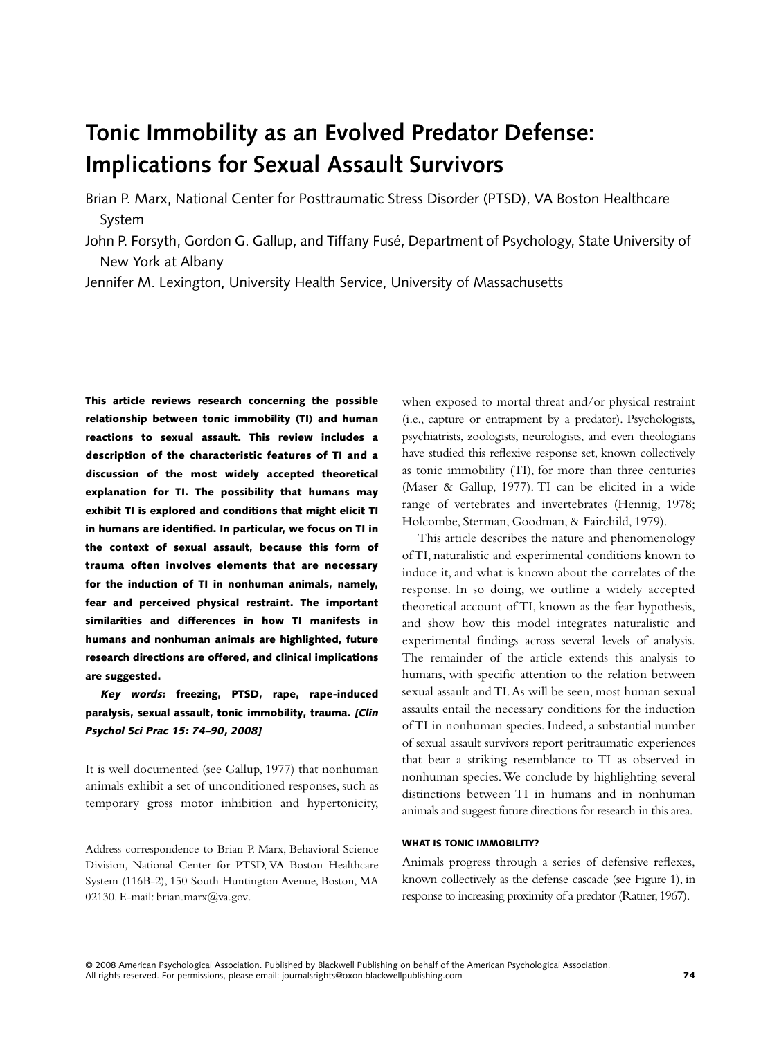# Tonic Immobility as an Evolved Predator Defense: Implications for Sexual Assault Survivors

Brian P. Marx, National Center for Posttraumatic Stress Disorder (PTSD), VA Boston Healthcare System

John P. Forsyth, Gordon G. Gallup, and Tiffany Fusé, Department of Psychology, State University of New York at Albany

Jennifer M. Lexington, University Health Service, University of Massachusetts

**This article reviews research concerning the possible relationship between tonic immobility (TI) and human reactions to sexual assault. This review includes a description of the characteristic features of TI and a discussion of the most widely accepted theoretical explanation for TI. The possibility that humans may exhibit TI is explored and conditions that might elicit TI in humans are identified. In particular, we focus on TI in the context of sexual assault, because this form of trauma often involves elements that are necessary for the induction of TI in nonhuman animals, namely, fear and perceived physical restraint. The important similarities and differences in how TI manifests in humans and nonhuman animals are highlighted, future research directions are offered, and clinical implications are suggested.**

***Key words:*** **freezing, PTSD, rape, rape-induced paralysis, sexual assault, tonic immobility, trauma.** ***[Clin Psychol Sci Prac 15: 74–90, 2008]***

It is well documented (see Gallup, 1977) that nonhuman animals exhibit a set of unconditioned responses, such as temporary gross motor inhibition and hypertonicity, when exposed to mortal threat and/or physical restraint (i.e., capture or entrapment by a predator). Psychologists, psychiatrists, zoologists, neurologists, and even theologians have studied this reflexive response set, known collectively as tonic immobility (TI), for more than three centuries (Maser & Gallup, 1977). TI can be elicited in a wide range of vertebrates and invertebrates (Hennig, 1978; Holcombe, Sterman, Goodman, & Fairchild, 1979).

This article describes the nature and phenomenology of TI, naturalistic and experimental conditions known to induce it, and what is known about the correlates of the response. In so doing, we outline a widely accepted theoretical account of TI, known as the fear hypothesis, and show how this model integrates naturalistic and experimental findings across several levels of analysis. The remainder of the article extends this analysis to humans, with specific attention to the relation between sexual assault and TI. As will be seen, most human sexual assaults entail the necessary conditions for the induction of TI in nonhuman species. Indeed, a substantial number of sexual assault survivors report peritraumatic experiences that bear a striking resemblance to TI as observed in nonhuman species. We conclude by highlighting several distinctions between TI in humans and in nonhuman animals and suggest future directions for research in this area.

## WHAT IS TONIC IMMOBILITY?

Animals progress through a series of defensive reflexes, known collectively as the defense cascade (see Figure 1), in response to increasing proximity of a predator (Ratner, 1967).

---

Address correspondence to Brian P. Marx, Behavioral Science Division, National Center for PTSD, VA Boston Healthcare System (116B-2), 150 South Huntington Avenue, Boston, MA 02130. E-mail: brian.marx@va.gov.

© 2008 American Psychological Association. Published by Blackwell Publishing on behalf of the American Psychological Association. All rights reserved. For permissions, please email: journalsrights@oxon.blackwellpublishing.com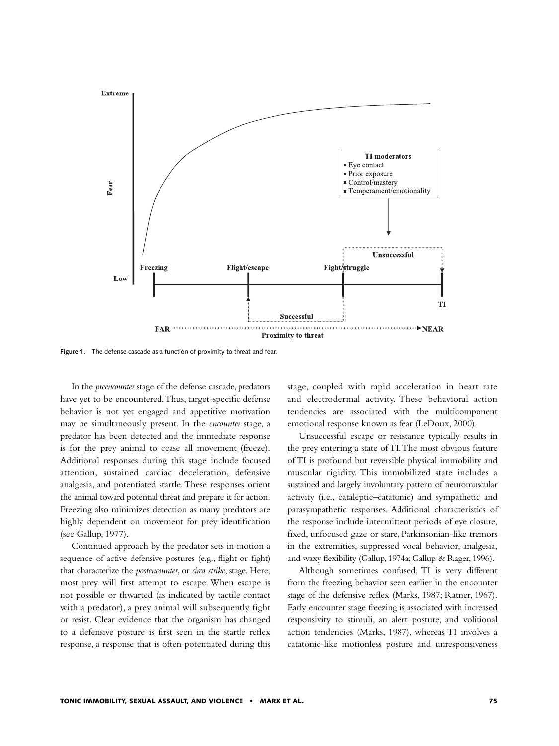Figure 1. The defense cascade as a function of proximity to threat and fear.

In the *preencounter* stage of the defense cascade, predators have yet to be encountered. Thus, target-specific defense behavior is not yet engaged and appetitive motivation may be simultaneously present. In the *encounter* stage, a predator has been detected and the immediate response is for the prey animal to cease all movement (freeze). Additional responses during this stage include focused attention, sustained cardiac deceleration, defensive analgesia, and potentiated startle. These responses orient the animal toward potential threat and prepare it for action. Freezing also minimizes detection as many predators are highly dependent on movement for prey identification (see Gallup, 1977).

Continued approach by the predator sets in motion a sequence of active defensive postures (e.g., flight or fight) that characterize the *postencounter*, or *circa strike*, stage. Here, most prey will first attempt to escape. When escape is not possible or thwarted (as indicated by tactile contact with a predator), a prey animal will subsequently fight or resist. Clear evidence that the organism has changed to a defensive posture is first seen in the startle reflex response, a response that is often potentiated during this stage, coupled with rapid acceleration in heart rate and electrodermal activity. These behavioral action tendencies are associated with the multicomponent emotional response known as fear (LeDoux, 2000).

Unsuccessful escape or resistance typically results in the prey entering a state of TI. The most obvious feature of TI is profound but reversible physical immobility and muscular rigidity. This immobilized state includes a sustained and largely involuntary pattern of neuromuscular activity (i.e., cataleptic–catatonic) and sympathetic and parasympathetic responses. Additional characteristics of the response include intermittent periods of eye closure, fixed, unfocused gaze or stare, Parkinsonian-like tremors in the extremities, suppressed vocal behavior, analgesia, and waxy flexibility (Gallup, 1974a; Gallup & Rager, 1996).

Although sometimes confused, TI is very different from the freezing behavior seen earlier in the encounter stage of the defensive reflex (Marks, 1987; Ratner, 1967). Early encounter stage freezing is associated with increased responsivity to stimuli, an alert posture, and volitional action tendencies (Marks, 1987), whereas TI involves a catatonic-like motionless posture and unresponsiveness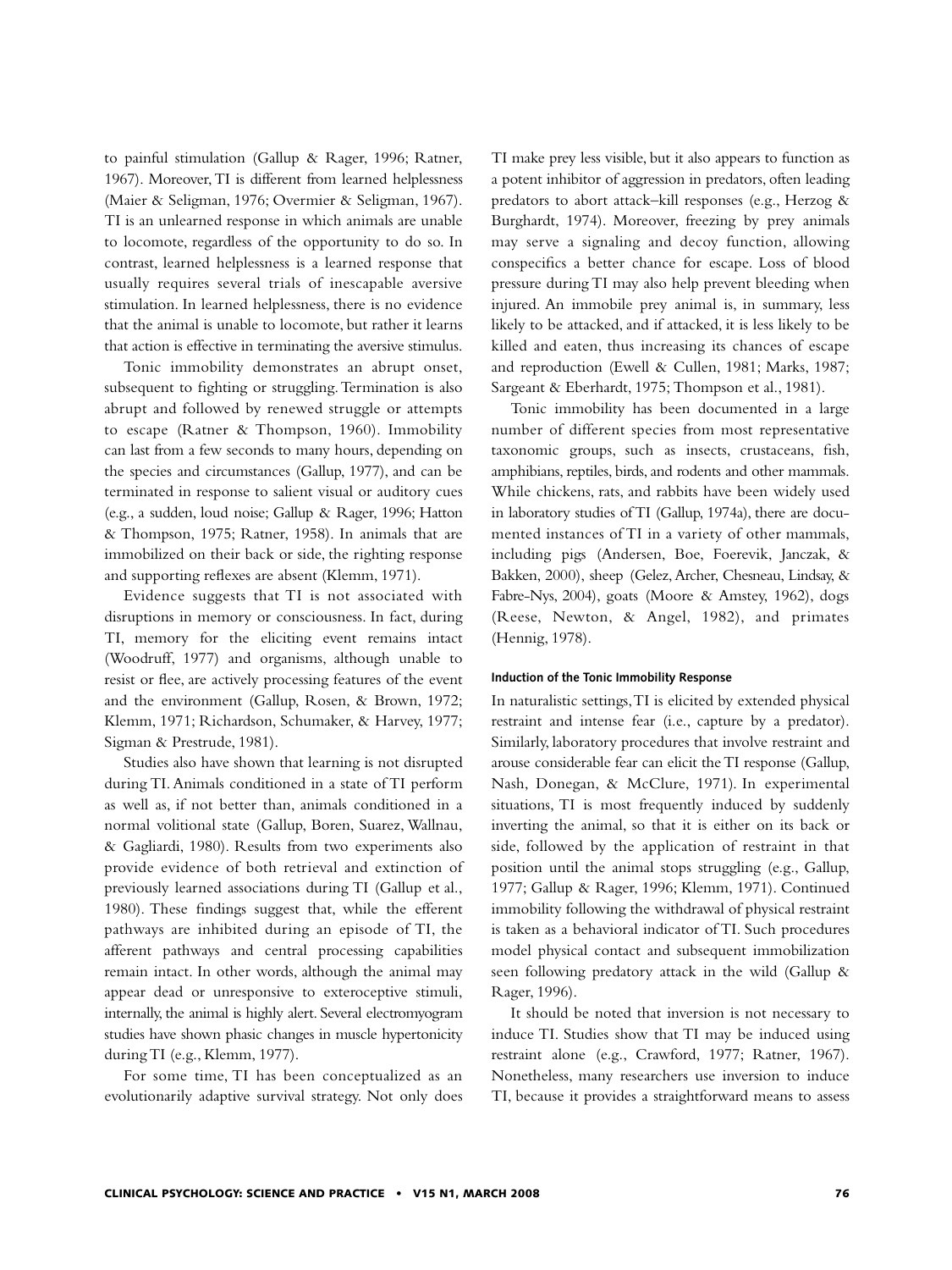to painful stimulation (Gallup & Rager, 1996; Ratner, 1967). Moreover, TI is different from learned helplessness (Maier & Seligman, 1976; Overmier & Seligman, 1967). TI is an unlearned response in which animals are unable to locomote, regardless of the opportunity to do so. In contrast, learned helplessness is a learned response that usually requires several trials of inescapable aversive stimulation. In learned helplessness, there is no evidence that the animal is unable to locomote, but rather it learns that action is effective in terminating the aversive stimulus.

Tonic immobility demonstrates an abrupt onset, subsequent to fighting or struggling. Termination is also abrupt and followed by renewed struggle or attempts to escape (Ratner & Thompson, 1960). Immobility can last from a few seconds to many hours, depending on the species and circumstances (Gallup, 1977), and can be terminated in response to salient visual or auditory cues (e.g., a sudden, loud noise; Gallup & Rager, 1996; Hatton & Thompson, 1975; Ratner, 1958). In animals that are immobilized on their back or side, the righting response and supporting reflexes are absent (Klemm, 1971).

Evidence suggests that TI is not associated with disruptions in memory or consciousness. In fact, during TI, memory for the eliciting event remains intact (Woodruff, 1977) and organisms, although unable to resist or flee, are actively processing features of the event and the environment (Gallup, Rosen, & Brown, 1972; Klemm, 1971; Richardson, Schumaker, & Harvey, 1977; Sigman & Prestrude, 1981).

Studies also have shown that learning is not disrupted during TI. Animals conditioned in a state of TI perform as well as, if not better than, animals conditioned in a normal volitional state (Gallup, Boren, Suarez, Wallnau, & Gagliardi, 1980). Results from two experiments also provide evidence of both retrieval and extinction of previously learned associations during TI (Gallup et al., 1980). These findings suggest that, while the efferent pathways are inhibited during an episode of TI, the afferent pathways and central processing capabilities remain intact. In other words, although the animal may appear dead or unresponsive to exteroceptive stimuli, internally, the animal is highly alert. Several electromyogram studies have shown phasic changes in muscle hypertonicity during TI (e.g., Klemm, 1977).

For some time, TI has been conceptualized as an evolutionarily adaptive survival strategy. Not only does TI make prey less visible, but it also appears to function as a potent inhibitor of aggression in predators, often leading predators to abort attack–kill responses (e.g., Herzog & Burghardt, 1974). Moreover, freezing by prey animals may serve a signaling and decoy function, allowing conspecifics a better chance for escape. Loss of blood pressure during TI may also help prevent bleeding when injured. An immobile prey animal is, in summary, less likely to be attacked, and if attacked, it is less likely to be killed and eaten, thus increasing its chances of escape and reproduction (Ewell & Cullen, 1981; Marks, 1987; Sargeant & Eberhardt, 1975; Thompson et al., 1981).

Tonic immobility has been documented in a large number of different species from most representative taxonomic groups, such as insects, crustaceans, fish, amphibians, reptiles, birds, and rodents and other mammals. While chickens, rats, and rabbits have been widely used in laboratory studies of TI (Gallup, 1974a), there are documented instances of TI in a variety of other mammals, including pigs (Andersen, Boe, Foerevik, Janczak, & Bakken, 2000), sheep (Gelez, Archer, Chesneau, Lindsay, & Fabre-Nys, 2004), goats (Moore & Amstey, 1962), dogs (Reese, Newton, & Angel, 1982), and primates (Hennig, 1978).

#### Induction of the Tonic Immobility Response

In naturalistic settings, TI is elicited by extended physical restraint and intense fear (i.e., capture by a predator). Similarly, laboratory procedures that involve restraint and arouse considerable fear can elicit the TI response (Gallup, Nash, Donegan, & McClure, 1971). In experimental situations, TI is most frequently induced by suddenly inverting the animal, so that it is either on its back or side, followed by the application of restraint in that position until the animal stops struggling (e.g., Gallup, 1977; Gallup & Rager, 1996; Klemm, 1971). Continued immobility following the withdrawal of physical restraint is taken as a behavioral indicator of TI. Such procedures model physical contact and subsequent immobilization seen following predatory attack in the wild (Gallup & Rager, 1996).

It should be noted that inversion is not necessary to induce TI. Studies show that TI may be induced using restraint alone (e.g., Crawford, 1977; Ratner, 1967). Nonetheless, many researchers use inversion to induce TI, because it provides a straightforward means to assess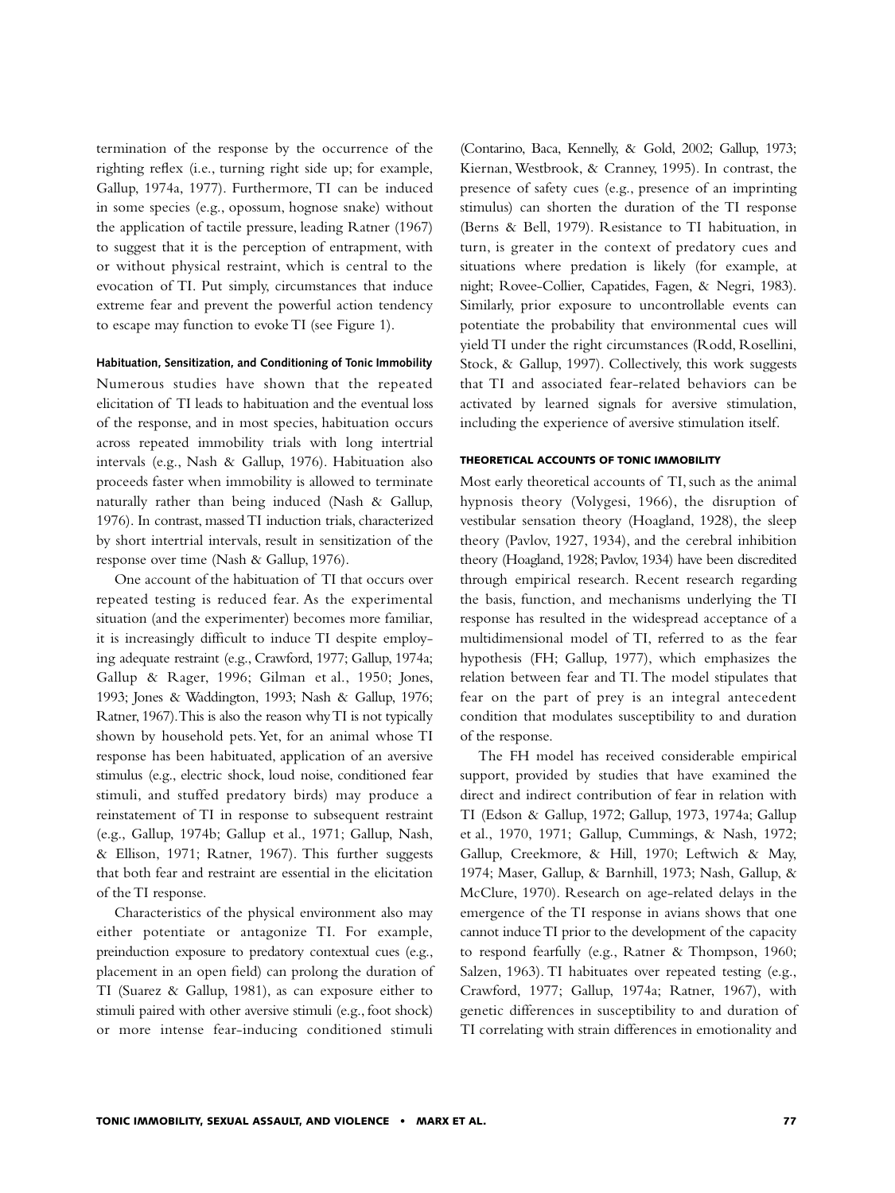termination of the response by the occurrence of the righting reflex (i.e., turning right side up; for example, Gallup, 1974a, 1977). Furthermore, TI can be induced in some species (e.g., opossum, hognose snake) without the application of tactile pressure, leading Ratner (1967) to suggest that it is the perception of entrapment, with or without physical restraint, which is central to the evocation of TI. Put simply, circumstances that induce extreme fear and prevent the powerful action tendency to escape may function to evoke TI (see Figure 1).

#### Habituation, Sensitization, and Conditioning of Tonic Immobility

Numerous studies have shown that the repeated elicitation of TI leads to habituation and the eventual loss of the response, and in most species, habituation occurs across repeated immobility trials with long intertrial intervals (e.g., Nash & Gallup, 1976). Habituation also proceeds faster when immobility is allowed to terminate naturally rather than being induced (Nash & Gallup, 1976). In contrast, massed TI induction trials, characterized by short intertrial intervals, result in sensitization of the response over time (Nash & Gallup, 1976).

One account of the habituation of TI that occurs over repeated testing is reduced fear. As the experimental situation (and the experimenter) becomes more familiar, it is increasingly difficult to induce TI despite employing adequate restraint (e.g., Crawford, 1977; Gallup, 1974a; Gallup & Rager, 1996; Gilman et al., 1950; Jones, 1993; Jones & Waddington, 1993; Nash & Gallup, 1976; Ratner, 1967). This is also the reason why TI is not typically shown by household pets. Yet, for an animal whose TI response has been habituated, application of an aversive stimulus (e.g., electric shock, loud noise, conditioned fear stimuli, and stuffed predatory birds) may produce a reinstatement of TI in response to subsequent restraint (e.g., Gallup, 1974b; Gallup et al., 1971; Gallup, Nash, & Ellison, 1971; Ratner, 1967). This further suggests that both fear and restraint are essential in the elicitation of the TI response.

Characteristics of the physical environment also may either potentiate or antagonize TI. For example, preinduction exposure to predatory contextual cues (e.g., placement in an open field) can prolong the duration of TI (Suarez & Gallup, 1981), as can exposure either to stimuli paired with other aversive stimuli (e.g., foot shock) or more intense fear-inducing conditioned stimuli (Contarino, Baca, Kennelly, & Gold, 2002; Gallup, 1973; Kiernan, Westbrook, & Cranney, 1995). In contrast, the presence of safety cues (e.g., presence of an imprinting stimulus) can shorten the duration of the TI response (Berns & Bell, 1979). Resistance to TI habituation, in turn, is greater in the context of predatory cues and situations where predation is likely (for example, at night; Rovee-Collier, Capatides, Fagen, & Negri, 1983). Similarly, prior exposure to uncontrollable events can potentiate the probability that environmental cues will yield TI under the right circumstances (Rodd, Rosellini, Stock, & Gallup, 1997). Collectively, this work suggests that TI and associated fear-related behaviors can be activated by learned signals for aversive stimulation, including the experience of aversive stimulation itself.

### THEORETICAL ACCOUNTS OF TONIC IMMOBILITY

Most early theoretical accounts of TI, such as the animal hypnosis theory (Volygesi, 1966), the disruption of vestibular sensation theory (Hoagland, 1928), the sleep theory (Pavlov, 1927, 1934), and the cerebral inhibition theory (Hoagland, 1928; Pavlov, 1934) have been discredited through empirical research. Recent research regarding the basis, function, and mechanisms underlying the TI response has resulted in the widespread acceptance of a multidimensional model of TI, referred to as the fear hypothesis (FH; Gallup, 1977), which emphasizes the relation between fear and TI. The model stipulates that fear on the part of prey is an integral antecedent condition that modulates susceptibility to and duration of the response.

The FH model has received considerable empirical support, provided by studies that have examined the direct and indirect contribution of fear in relation with TI (Edson & Gallup, 1972; Gallup, 1973, 1974a; Gallup et al., 1970, 1971; Gallup, Cummings, & Nash, 1972; Gallup, Creekmore, & Hill, 1970; Leftwich & May, 1974; Maser, Gallup, & Barnhill, 1973; Nash, Gallup, & McClure, 1970). Research on age-related delays in the emergence of the TI response in avians shows that one cannot induce TI prior to the development of the capacity to respond fearfully (e.g., Ratner & Thompson, 1960; Salzen, 1963). TI habituates over repeated testing (e.g., Crawford, 1977; Gallup, 1974a; Ratner, 1967), with genetic differences in susceptibility to and duration of TI correlating with strain differences in emotionality and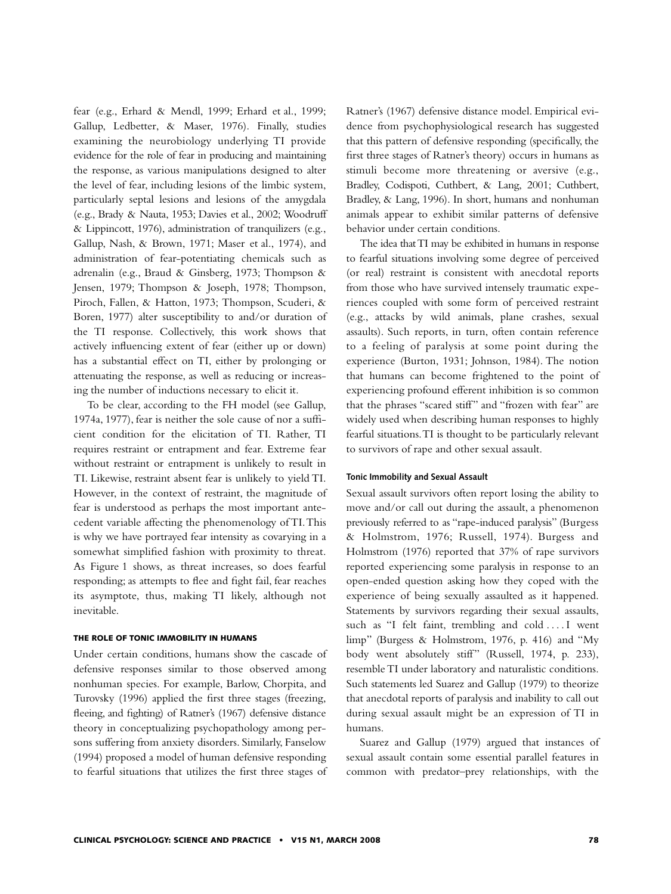fear (e.g., Erhard & Mendl, 1999; Erhard et al., 1999; Gallup, Ledbetter, & Maser, 1976). Finally, studies examining the neurobiology underlying TI provide evidence for the role of fear in producing and maintaining the response, as various manipulations designed to alter the level of fear, including lesions of the limbic system, particularly septal lesions and lesions of the amygdala (e.g., Brady & Nauta, 1953; Davies et al., 2002; Woodruff & Lippincott, 1976), administration of tranquilizers (e.g., Gallup, Nash, & Brown, 1971; Maser et al., 1974), and administration of fear-potentiating chemicals such as adrenalin (e.g., Braud & Ginsberg, 1973; Thompson & Jensen, 1979; Thompson & Joseph, 1978; Thompson, Piroch, Fallen, & Hatton, 1973; Thompson, Scuderi, & Boren, 1977) alter susceptibility to and/or duration of the TI response. Collectively, this work shows that actively influencing extent of fear (either up or down) has a substantial effect on TI, either by prolonging or attenuating the response, as well as reducing or increasing the number of inductions necessary to elicit it.

To be clear, according to the FH model (see Gallup, 1974a, 1977), fear is neither the sole cause of nor a sufficient condition for the elicitation of TI. Rather, TI requires restraint or entrapment and fear. Extreme fear without restraint or entrapment is unlikely to result in TI. Likewise, restraint absent fear is unlikely to yield TI. However, in the context of restraint, the magnitude of fear is understood as perhaps the most important antecedent variable affecting the phenomenology of TI. This is why we have portrayed fear intensity as covarying in a somewhat simplified fashion with proximity to threat. As Figure 1 shows, as threat increases, so does fearful responding; as attempts to flee and fight fail, fear reaches its asymptote, thus, making TI likely, although not inevitable.

### THE ROLE OF TONIC IMMOBILITY IN HUMANS

Under certain conditions, humans show the cascade of defensive responses similar to those observed among nonhuman species. For example, Barlow, Chorpita, and Turovsky (1996) applied the first three stages (freezing, fleeing, and fighting) of Ratner's (1967) defensive distance theory in conceptualizing psychopathology among persons suffering from anxiety disorders. Similarly, Fanselow (1994) proposed a model of human defensive responding to fearful situations that utilizes the first three stages of Ratner's (1967) defensive distance model. Empirical evidence from psychophysiological research has suggested that this pattern of defensive responding (specifically, the first three stages of Ratner's theory) occurs in humans as stimuli become more threatening or aversive (e.g., Bradley, Codispoti, Cuthbert, & Lang, 2001; Cuthbert, Bradley, & Lang, 1996). In short, humans and nonhuman animals appear to exhibit similar patterns of defensive behavior under certain conditions.

The idea that TI may be exhibited in humans in response to fearful situations involving some degree of perceived (or real) restraint is consistent with anecdotal reports from those who have survived intensely traumatic experiences coupled with some form of perceived restraint (e.g., attacks by wild animals, plane crashes, sexual assaults). Such reports, in turn, often contain reference to a feeling of paralysis at some point during the experience (Burton, 1931; Johnson, 1984). The notion that humans can become frightened to the point of experiencing profound efferent inhibition is so common that the phrases "scared stiff" and "frozen with fear" are widely used when describing human responses to highly fearful situations. TI is thought to be particularly relevant to survivors of rape and other sexual assault.

#### Tonic Immobility and Sexual Assault

Sexual assault survivors often report losing the ability to move and/or call out during the assault, a phenomenon previously referred to as "rape-induced paralysis" (Burgess & Holmstrom, 1976; Russell, 1974). Burgess and Holmstrom (1976) reported that 37% of rape survivors reported experiencing some paralysis in response to an open-ended question asking how they coped with the experience of being sexually assaulted as it happened. Statements by survivors regarding their sexual assaults, such as "I felt faint, trembling and cold . . . . I went limp" (Burgess & Holmstrom, 1976, p. 416) and "My body went absolutely stiff" (Russell, 1974, p. 233), resemble TI under laboratory and naturalistic conditions. Such statements led Suarez and Gallup (1979) to theorize that anecdotal reports of paralysis and inability to call out during sexual assault might be an expression of TI in humans.

Suarez and Gallup (1979) argued that instances of sexual assault contain some essential parallel features in common with predator–prey relationships, with the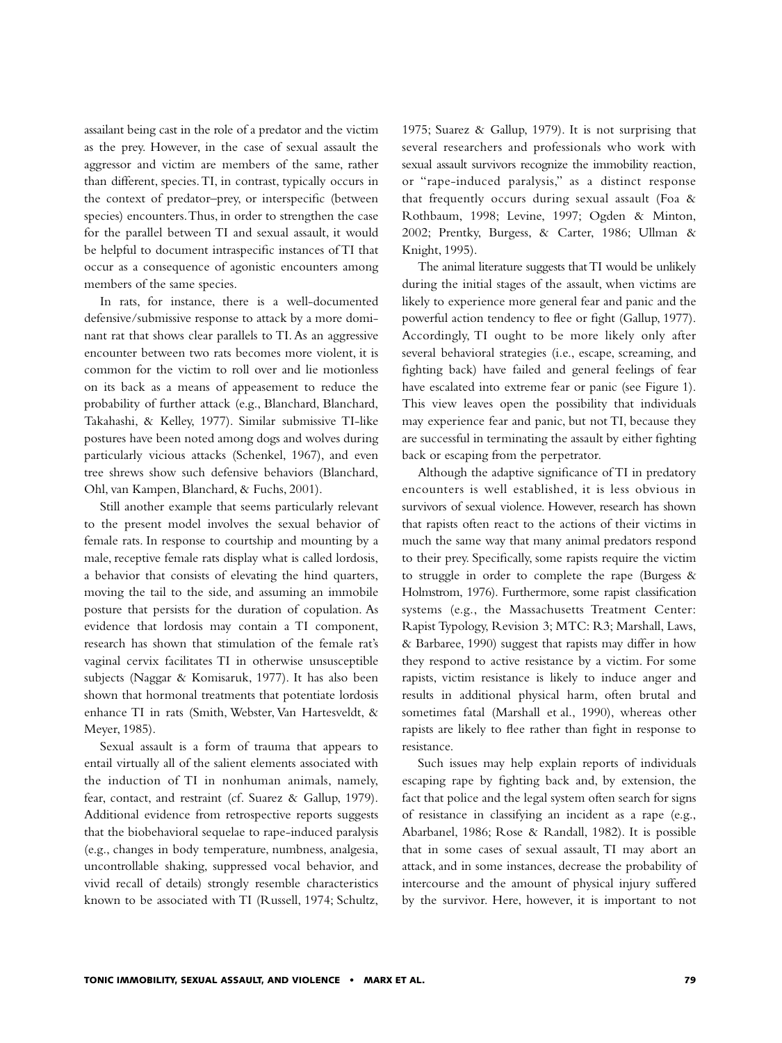assailant being cast in the role of a predator and the victim as the prey. However, in the case of sexual assault the aggressor and victim are members of the same, rather than different, species. TI, in contrast, typically occurs in the context of predator–prey, or interspecific (between species) encounters. Thus, in order to strengthen the case for the parallel between TI and sexual assault, it would be helpful to document intraspecific instances of TI that occur as a consequence of agonistic encounters among members of the same species.

In rats, for instance, there is a well-documented defensive/submissive response to attack by a more dominant rat that shows clear parallels to TI. As an aggressive encounter between two rats becomes more violent, it is common for the victim to roll over and lie motionless on its back as a means of appeasement to reduce the probability of further attack (e.g., Blanchard, Blanchard, Takahashi, & Kelley, 1977). Similar submissive TI-like postures have been noted among dogs and wolves during particularly vicious attacks (Schenkel, 1967), and even tree shrews show such defensive behaviors (Blanchard, Ohl, van Kampen, Blanchard, & Fuchs, 2001).

Still another example that seems particularly relevant to the present model involves the sexual behavior of female rats. In response to courtship and mounting by a male, receptive female rats display what is called lordosis, a behavior that consists of elevating the hind quarters, moving the tail to the side, and assuming an immobile posture that persists for the duration of copulation. As evidence that lordosis may contain a TI component, research has shown that stimulation of the female rat's vaginal cervix facilitates TI in otherwise unsusceptible subjects (Naggar & Komisaruk, 1977). It has also been shown that hormonal treatments that potentiate lordosis enhance TI in rats (Smith, Webster, Van Hartesveldt, & Meyer, 1985).

Sexual assault is a form of trauma that appears to entail virtually all of the salient elements associated with the induction of TI in nonhuman animals, namely, fear, contact, and restraint (cf. Suarez & Gallup, 1979). Additional evidence from retrospective reports suggests that the biobehavioral sequelae to rape-induced paralysis (e.g., changes in body temperature, numbness, analgesia, uncontrollable shaking, suppressed vocal behavior, and vivid recall of details) strongly resemble characteristics known to be associated with TI (Russell, 1974; Schultz, 1975; Suarez & Gallup, 1979). It is not surprising that several researchers and professionals who work with sexual assault survivors recognize the immobility reaction, or "rape-induced paralysis," as a distinct response that frequently occurs during sexual assault (Foa & Rothbaum, 1998; Levine, 1997; Ogden & Minton, 2002; Prentky, Burgess, & Carter, 1986; Ullman & Knight, 1995).

The animal literature suggests that TI would be unlikely during the initial stages of the assault, when victims are likely to experience more general fear and panic and the powerful action tendency to flee or fight (Gallup, 1977). Accordingly, TI ought to be more likely only after several behavioral strategies (i.e., escape, screaming, and fighting back) have failed and general feelings of fear have escalated into extreme fear or panic (see Figure 1). This view leaves open the possibility that individuals may experience fear and panic, but not TI, because they are successful in terminating the assault by either fighting back or escaping from the perpetrator.

Although the adaptive significance of TI in predatory encounters is well established, it is less obvious in survivors of sexual violence. However, research has shown that rapists often react to the actions of their victims in much the same way that many animal predators respond to their prey. Specifically, some rapists require the victim to struggle in order to complete the rape (Burgess & Holmstrom, 1976). Furthermore, some rapist classification systems (e.g., the Massachusetts Treatment Center: Rapist Typology, Revision 3; MTC: R3; Marshall, Laws, & Barbaree, 1990) suggest that rapists may differ in how they respond to active resistance by a victim. For some rapists, victim resistance is likely to induce anger and results in additional physical harm, often brutal and sometimes fatal (Marshall et al., 1990), whereas other rapists are likely to flee rather than fight in response to resistance.

Such issues may help explain reports of individuals escaping rape by fighting back and, by extension, the fact that police and the legal system often search for signs of resistance in classifying an incident as a rape (e.g., Abarbanel, 1986; Rose & Randall, 1982). It is possible that in some cases of sexual assault, TI may abort an attack, and in some instances, decrease the probability of intercourse and the amount of physical injury suffered by the survivor. Here, however, it is important to not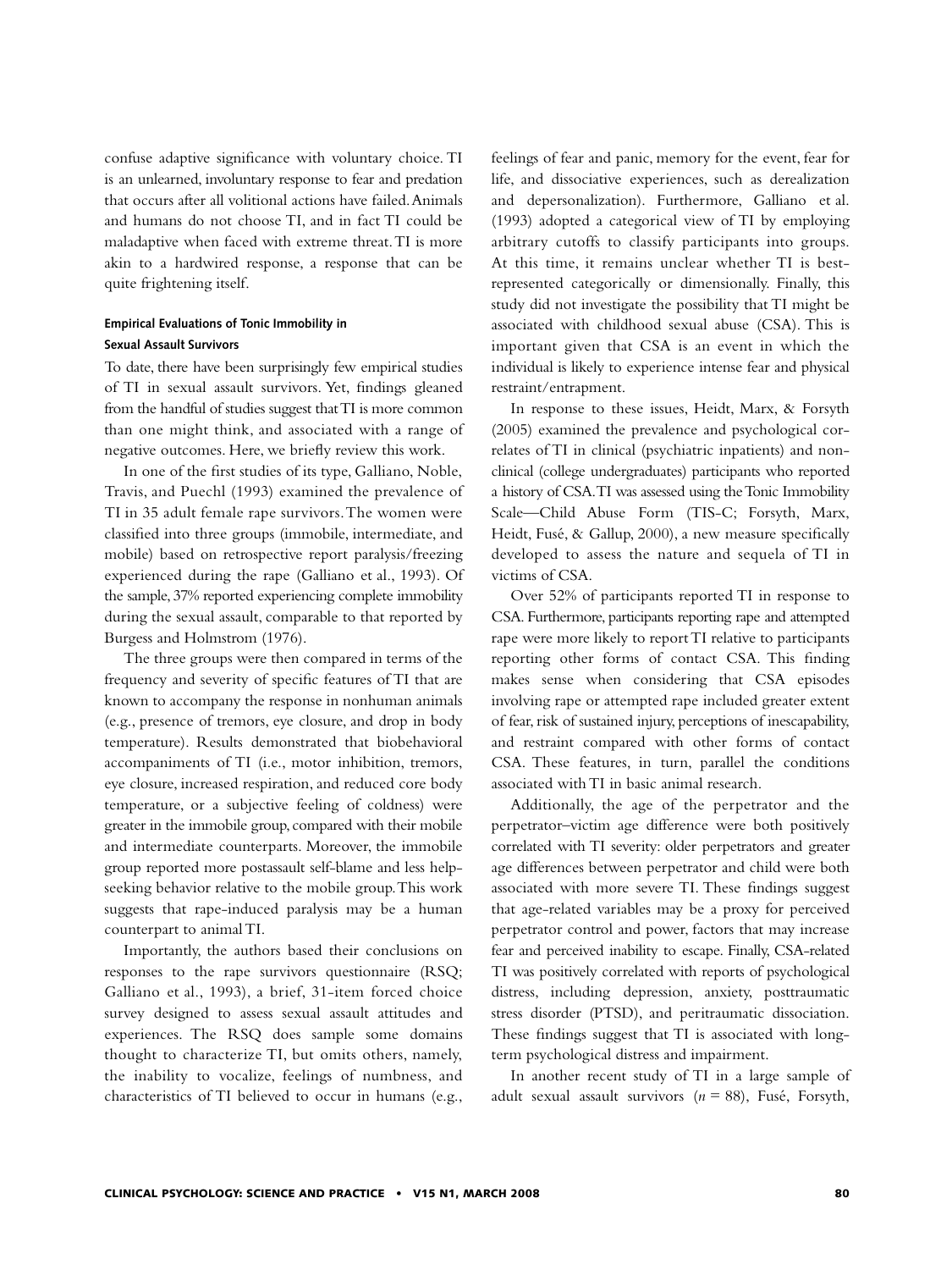confuse adaptive significance with voluntary choice. TI is an unlearned, involuntary response to fear and predation that occurs after all volitional actions have failed. Animals and humans do not choose TI, and in fact TI could be maladaptive when faced with extreme threat. TI is more akin to a hardwired response, a response that can be quite frightening itself.

#### Empirical Evaluations of Tonic Immobility in Sexual Assault Survivors

To date, there have been surprisingly few empirical studies of TI in sexual assault survivors. Yet, findings gleaned from the handful of studies suggest that TI is more common than one might think, and associated with a range of negative outcomes. Here, we briefly review this work.

In one of the first studies of its type, Galliano, Noble, Travis, and Puechl (1993) examined the prevalence of TI in 35 adult female rape survivors. The women were classified into three groups (immobile, intermediate, and mobile) based on retrospective report paralysis/freezing experienced during the rape (Galliano et al., 1993). Of the sample, 37% reported experiencing complete immobility during the sexual assault, comparable to that reported by Burgess and Holmstrom (1976).

The three groups were then compared in terms of the frequency and severity of specific features of TI that are known to accompany the response in nonhuman animals (e.g., presence of tremors, eye closure, and drop in body temperature). Results demonstrated that biobehavioral accompaniments of TI (i.e., motor inhibition, tremors, eye closure, increased respiration, and reduced core body temperature, or a subjective feeling of coldness) were greater in the immobile group, compared with their mobile and intermediate counterparts. Moreover, the immobile group reported more postassault self-blame and less help-seeking behavior relative to the mobile group. This work suggests that rape-induced paralysis may be a human counterpart to animal TI.

Importantly, the authors based their conclusions on responses to the rape survivors questionnaire (RSQ; Galliano et al., 1993), a brief, 31-item forced choice survey designed to assess sexual assault attitudes and experiences. The RSQ does sample some domains thought to characterize TI, but omits others, namely, the inability to vocalize, feelings of numbness, and characteristics of TI believed to occur in humans (e.g., feelings of fear and panic, memory for the event, fear for life, and dissociative experiences, such as derealization and depersonalization). Furthermore, Galliano et al. (1993) adopted a categorical view of TI by employing arbitrary cutoffs to classify participants into groups. At this time, it remains unclear whether TI is best-represented categorically or dimensionally. Finally, this study did not investigate the possibility that TI might be associated with childhood sexual abuse (CSA). This is important given that CSA is an event in which the individual is likely to experience intense fear and physical restraint/entrapment.

In response to these issues, Heidt, Marx, & Forsyth (2005) examined the prevalence and psychological correlates of TI in clinical (psychiatric inpatients) and nonclinical (college undergraduates) participants who reported a history of CSA. TI was assessed using the Tonic Immobility Scale—Child Abuse Form (TIS-C; Forsyth, Marx, Heidt, Fusé, & Gallup, 2000), a new measure specifically developed to assess the nature and sequela of TI in victims of CSA.

Over 52% of participants reported TI in response to CSA. Furthermore, participants reporting rape and attempted rape were more likely to report TI relative to participants reporting other forms of contact CSA. This finding makes sense when considering that CSA episodes involving rape or attempted rape included greater extent of fear, risk of sustained injury, perceptions of inescapability, and restraint compared with other forms of contact CSA. These features, in turn, parallel the conditions associated with TI in basic animal research.

Additionally, the age of the perpetrator and the perpetrator–victim age difference were both positively correlated with TI severity: older perpetrators and greater age differences between perpetrator and child were both associated with more severe TI. These findings suggest that age-related variables may be a proxy for perceived perpetrator control and power, factors that may increase fear and perceived inability to escape. Finally, CSA-related TI was positively correlated with reports of psychological distress, including depression, anxiety, posttraumatic stress disorder (PTSD), and peritraumatic dissociation. These findings suggest that TI is associated with long-term psychological distress and impairment.

In another recent study of TI in a large sample of adult sexual assault survivors ($n = 88$), Fusé, Forsyth,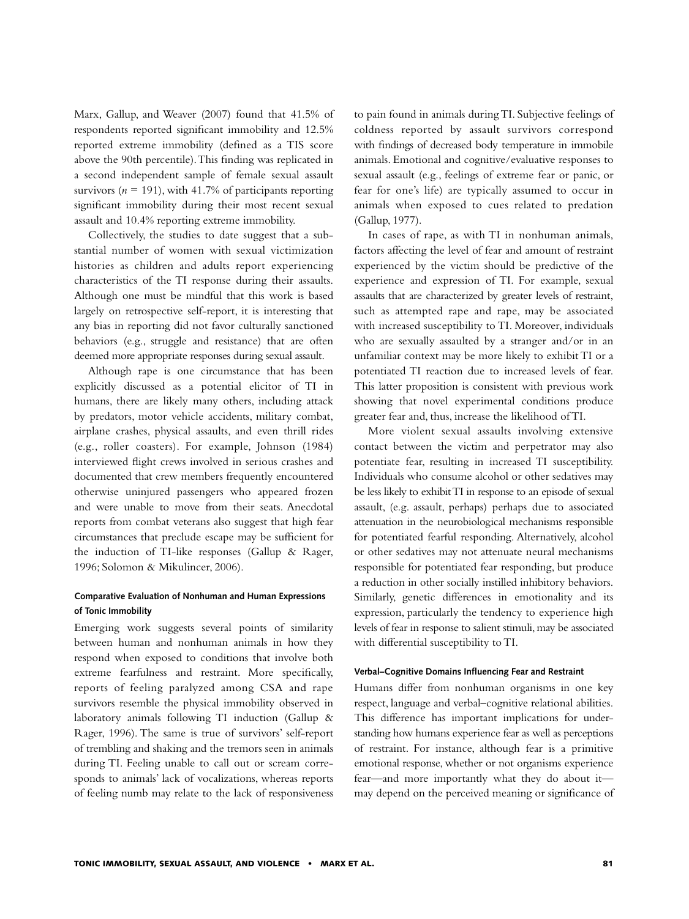Marx, Gallup, and Weaver (2007) found that 41.5% of respondents reported significant immobility and 12.5% reported extreme immobility (defined as a TIS score above the 90th percentile). This finding was replicated in a second independent sample of female sexual assault survivors ($n$ = 191), with 41.7% of participants reporting significant immobility during their most recent sexual assault and 10.4% reporting extreme immobility.

Collectively, the studies to date suggest that a substantial number of women with sexual victimization histories as children and adults report experiencing characteristics of the TI response during their assaults. Although one must be mindful that this work is based largely on retrospective self-report, it is interesting that any bias in reporting did not favor culturally sanctioned behaviors (e.g., struggle and resistance) that are often deemed more appropriate responses during sexual assault.

Although rape is one circumstance that has been explicitly discussed as a potential elicitor of TI in humans, there are likely many others, including attack by predators, motor vehicle accidents, military combat, airplane crashes, physical assaults, and even thrill rides (e.g., roller coasters). For example, Johnson (1984) interviewed flight crews involved in serious crashes and documented that crew members frequently encountered otherwise uninjured passengers who appeared frozen and were unable to move from their seats. Anecdotal reports from combat veterans also suggest that high fear circumstances that preclude escape may be sufficient for the induction of TI-like responses (Gallup & Rager, 1996; Solomon & Mikulincer, 2006).

#### Comparative Evaluation of Nonhuman and Human Expressions of Tonic Immobility

Emerging work suggests several points of similarity between human and nonhuman animals in how they respond when exposed to conditions that involve both extreme fearfulness and restraint. More specifically, reports of feeling paralyzed among CSA and rape survivors resemble the physical immobility observed in laboratory animals following TI induction (Gallup & Rager, 1996). The same is true of survivors' self-report of trembling and shaking and the tremors seen in animals during TI. Feeling unable to call out or scream corresponds to animals' lack of vocalizations, whereas reports of feeling numb may relate to the lack of responsiveness to pain found in animals during TI. Subjective feelings of coldness reported by assault survivors correspond with findings of decreased body temperature in immobile animals. Emotional and cognitive/evaluative responses to sexual assault (e.g., feelings of extreme fear or panic, or fear for one's life) are typically assumed to occur in animals when exposed to cues related to predation (Gallup, 1977).

In cases of rape, as with TI in nonhuman animals, factors affecting the level of fear and amount of restraint experienced by the victim should be predictive of the experience and expression of TI. For example, sexual assaults that are characterized by greater levels of restraint, such as attempted rape and rape, may be associated with increased susceptibility to TI. Moreover, individuals who are sexually assaulted by a stranger and/or in an unfamiliar context may be more likely to exhibit TI or a potentiated TI reaction due to increased levels of fear. This latter proposition is consistent with previous work showing that novel experimental conditions produce greater fear and, thus, increase the likelihood of TI.

More violent sexual assaults involving extensive contact between the victim and perpetrator may also potentiate fear, resulting in increased TI susceptibility. Individuals who consume alcohol or other sedatives may be less likely to exhibit TI in response to an episode of sexual assault, (e.g. assault, perhaps) perhaps due to associated attenuation in the neurobiological mechanisms responsible for potentiated fearful responding. Alternatively, alcohol or other sedatives may not attenuate neural mechanisms responsible for potentiated fear responding, but produce a reduction in other socially instilled inhibitory behaviors. Similarly, genetic differences in emotionality and its expression, particularly the tendency to experience high levels of fear in response to salient stimuli, may be associated with differential susceptibility to TI.

#### Verbal–Cognitive Domains Influencing Fear and Restraint

Humans differ from nonhuman organisms in one key respect, language and verbal–cognitive relational abilities. This difference has important implications for understanding how humans experience fear as well as perceptions of restraint. For instance, although fear is a primitive emotional response, whether or not organisms experience fear—and more importantly what they do about it—may depend on the perceived meaning or significance of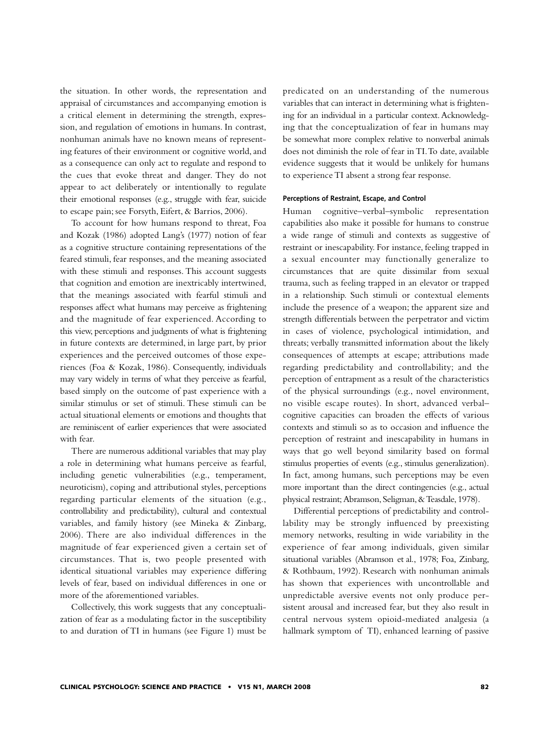the situation. In other words, the representation and appraisal of circumstances and accompanying emotion is a critical element in determining the strength, expression, and regulation of emotions in humans. In contrast, nonhuman animals have no known means of representing features of their environment or cognitive world, and as a consequence can only act to regulate and respond to the cues that evoke threat and danger. They do not appear to act deliberately or intentionally to regulate their emotional responses (e.g., struggle with fear, suicide to escape pain; see Forsyth, Eifert, & Barrios, 2006).

To account for how humans respond to threat, Foa and Kozak (1986) adopted Lang's (1977) notion of fear as a cognitive structure containing representations of the feared stimuli, fear responses, and the meaning associated with these stimuli and responses. This account suggests that cognition and emotion are inextricably intertwined, that the meanings associated with fearful stimuli and responses affect what humans may perceive as frightening and the magnitude of fear experienced. According to this view, perceptions and judgments of what is frightening in future contexts are determined, in large part, by prior experiences and the perceived outcomes of those experiences (Foa & Kozak, 1986). Consequently, individuals may vary widely in terms of what they perceive as fearful, based simply on the outcome of past experience with a similar stimulus or set of stimuli. These stimuli can be actual situational elements or emotions and thoughts that are reminiscent of earlier experiences that were associated with fear.

There are numerous additional variables that may play a role in determining what humans perceive as fearful, including genetic vulnerabilities (e.g., temperament, neuroticism), coping and attributional styles, perceptions regarding particular elements of the situation (e.g., controllability and predictability), cultural and contextual variables, and family history (see Mineka & Zinbarg, 2006). There are also individual differences in the magnitude of fear experienced given a certain set of circumstances. That is, two people presented with identical situational variables may experience differing levels of fear, based on individual differences in one or more of the aforementioned variables.

Collectively, this work suggests that any conceptualization of fear as a modulating factor in the susceptibility to and duration of TI in humans (see Figure 1) must be predicated on an understanding of the numerous variables that can interact in determining what is frightening for an individual in a particular context. Acknowledging that the conceptualization of fear in humans may be somewhat more complex relative to nonverbal animals does not diminish the role of fear in TI. To date, available evidence suggests that it would be unlikely for humans to experience TI absent a strong fear response.

#### Perceptions of Restraint, Escape, and Control

Human cognitive–verbal–symbolic representation capabilities also make it possible for humans to construe a wide range of stimuli and contexts as suggestive of restraint or inescapability. For instance, feeling trapped in a sexual encounter may functionally generalize to circumstances that are quite dissimilar from sexual trauma, such as feeling trapped in an elevator or trapped in a relationship. Such stimuli or contextual elements include the presence of a weapon; the apparent size and strength differentials between the perpetrator and victim in cases of violence, psychological intimidation, and threats; verbally transmitted information about the likely consequences of attempts at escape; attributions made regarding predictability and controllability; and the perception of entrapment as a result of the characteristics of the physical surroundings (e.g., novel environment, no visible escape routes). In short, advanced verbal–cognitive capacities can broaden the effects of various contexts and stimuli so as to occasion and influence the perception of restraint and inescapability in humans in ways that go well beyond similarity based on formal stimulus properties of events (e.g., stimulus generalization). In fact, among humans, such perceptions may be even more important than the direct contingencies (e.g., actual physical restraint; Abramson, Seligman, & Teasdale, 1978).

Differential perceptions of predictability and controllability may be strongly influenced by preexisting memory networks, resulting in wide variability in the experience of fear among individuals, given similar situational variables (Abramson et al., 1978; Foa, Zinbarg, & Rothbaum, 1992). Research with nonhuman animals has shown that experiences with uncontrollable and unpredictable aversive events not only produce persistent arousal and increased fear, but they also result in central nervous system opioid-mediated analgesia (a hallmark symptom of TI), enhanced learning of passive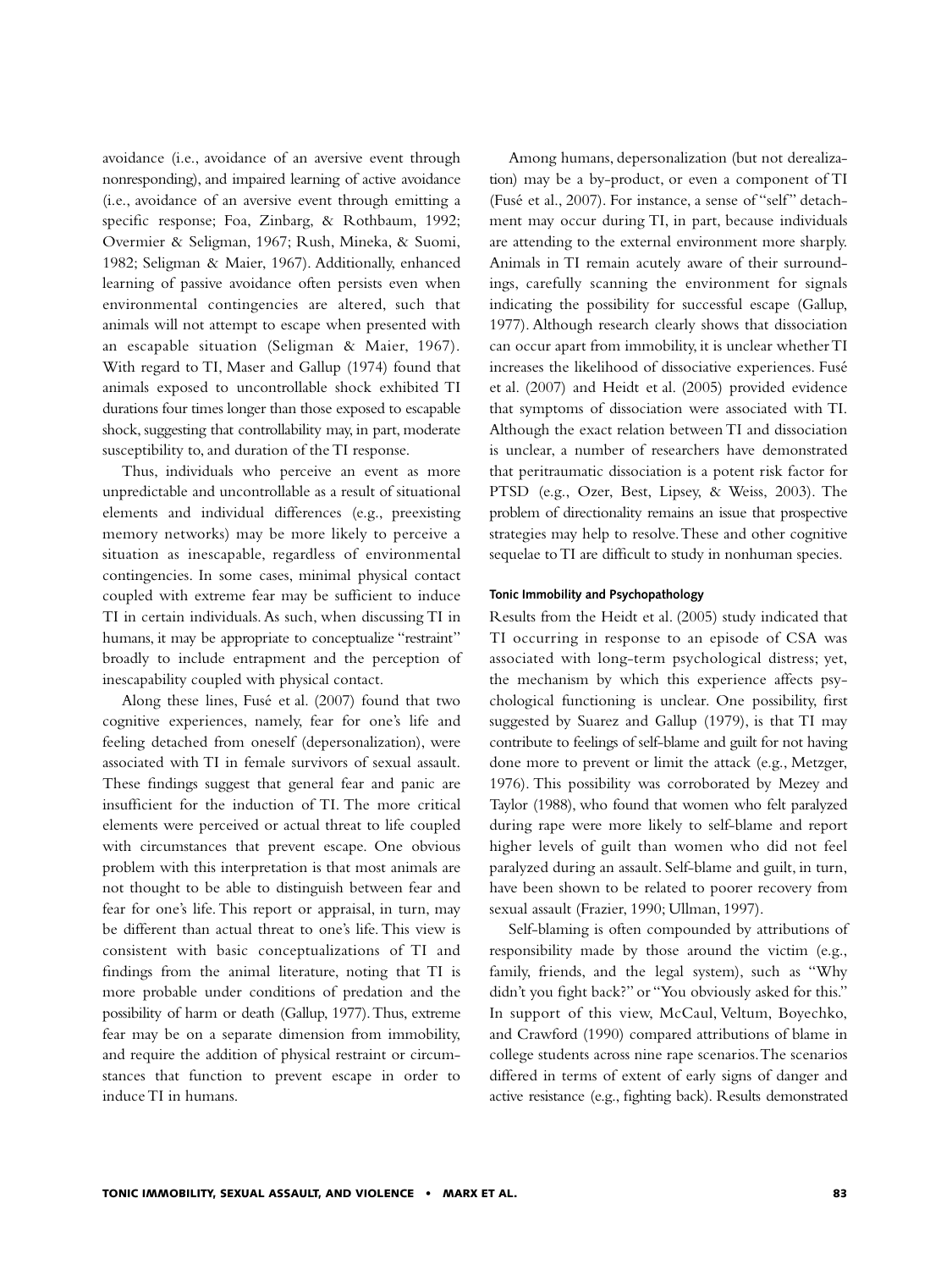avoidance (i.e., avoidance of an aversive event through nonresponding), and impaired learning of active avoidance (i.e., avoidance of an aversive event through emitting a specific response; Foa, Zinbarg, & Rothbaum, 1992; Overmier & Seligman, 1967; Rush, Mineka, & Suomi, 1982; Seligman & Maier, 1967). Additionally, enhanced learning of passive avoidance often persists even when environmental contingencies are altered, such that animals will not attempt to escape when presented with an escapable situation (Seligman & Maier, 1967). With regard to TI, Maser and Gallup (1974) found that animals exposed to uncontrollable shock exhibited TI durations four times longer than those exposed to escapable shock, suggesting that controllability may, in part, moderate susceptibility to, and duration of the TI response.

Thus, individuals who perceive an event as more unpredictable and uncontrollable as a result of situational elements and individual differences (e.g., preexisting memory networks) may be more likely to perceive a situation as inescapable, regardless of environmental contingencies. In some cases, minimal physical contact coupled with extreme fear may be sufficient to induce TI in certain individuals. As such, when discussing TI in humans, it may be appropriate to conceptualize "restraint" broadly to include entrapment and the perception of inescapability coupled with physical contact.

Along these lines, Fusé et al. (2007) found that two cognitive experiences, namely, fear for one's life and feeling detached from oneself (depersonalization), were associated with TI in female survivors of sexual assault. These findings suggest that general fear and panic are insufficient for the induction of TI. The more critical elements were perceived or actual threat to life coupled with circumstances that prevent escape. One obvious problem with this interpretation is that most animals are not thought to be able to distinguish between fear and fear for one's life. This report or appraisal, in turn, may be different than actual threat to one's life. This view is consistent with basic conceptualizations of TI and findings from the animal literature, noting that TI is more probable under conditions of predation and the possibility of harm or death (Gallup, 1977). Thus, extreme fear may be on a separate dimension from immobility, and require the addition of physical restraint or circumstances that function to prevent escape in order to induce TI in humans.

Among humans, depersonalization (but not derealization) may be a by-product, or even a component of TI (Fusé et al., 2007). For instance, a sense of "self" detachment may occur during TI, in part, because individuals are attending to the external environment more sharply. Animals in TI remain acutely aware of their surroundings, carefully scanning the environment for signals indicating the possibility for successful escape (Gallup, 1977). Although research clearly shows that dissociation can occur apart from immobility, it is unclear whether TI increases the likelihood of dissociative experiences. Fusé et al. (2007) and Heidt et al. (2005) provided evidence that symptoms of dissociation were associated with TI. Although the exact relation between TI and dissociation is unclear, a number of researchers have demonstrated that peritraumatic dissociation is a potent risk factor for PTSD (e.g., Ozer, Best, Lipsey, & Weiss, 2003). The problem of directionality remains an issue that prospective strategies may help to resolve. These and other cognitive sequelae to TI are difficult to study in nonhuman species.

#### Tonic Immobility and Psychopathology

Results from the Heidt et al. (2005) study indicated that TI occurring in response to an episode of CSA was associated with long-term psychological distress; yet, the mechanism by which this experience affects psychological functioning is unclear. One possibility, first suggested by Suarez and Gallup (1979), is that TI may contribute to feelings of self-blame and guilt for not having done more to prevent or limit the attack (e.g., Metzger, 1976). This possibility was corroborated by Mezey and Taylor (1988), who found that women who felt paralyzed during rape were more likely to self-blame and report higher levels of guilt than women who did not feel paralyzed during an assault. Self-blame and guilt, in turn, have been shown to be related to poorer recovery from sexual assault (Frazier, 1990; Ullman, 1997).

Self-blaming is often compounded by attributions of responsibility made by those around the victim (e.g., family, friends, and the legal system), such as "Why didn't you fight back?" or "You obviously asked for this." In support of this view, McCaul, Veltum, Boyechko, and Crawford (1990) compared attributions of blame in college students across nine rape scenarios. The scenarios differed in terms of extent of early signs of danger and active resistance (e.g., fighting back). Results demonstrated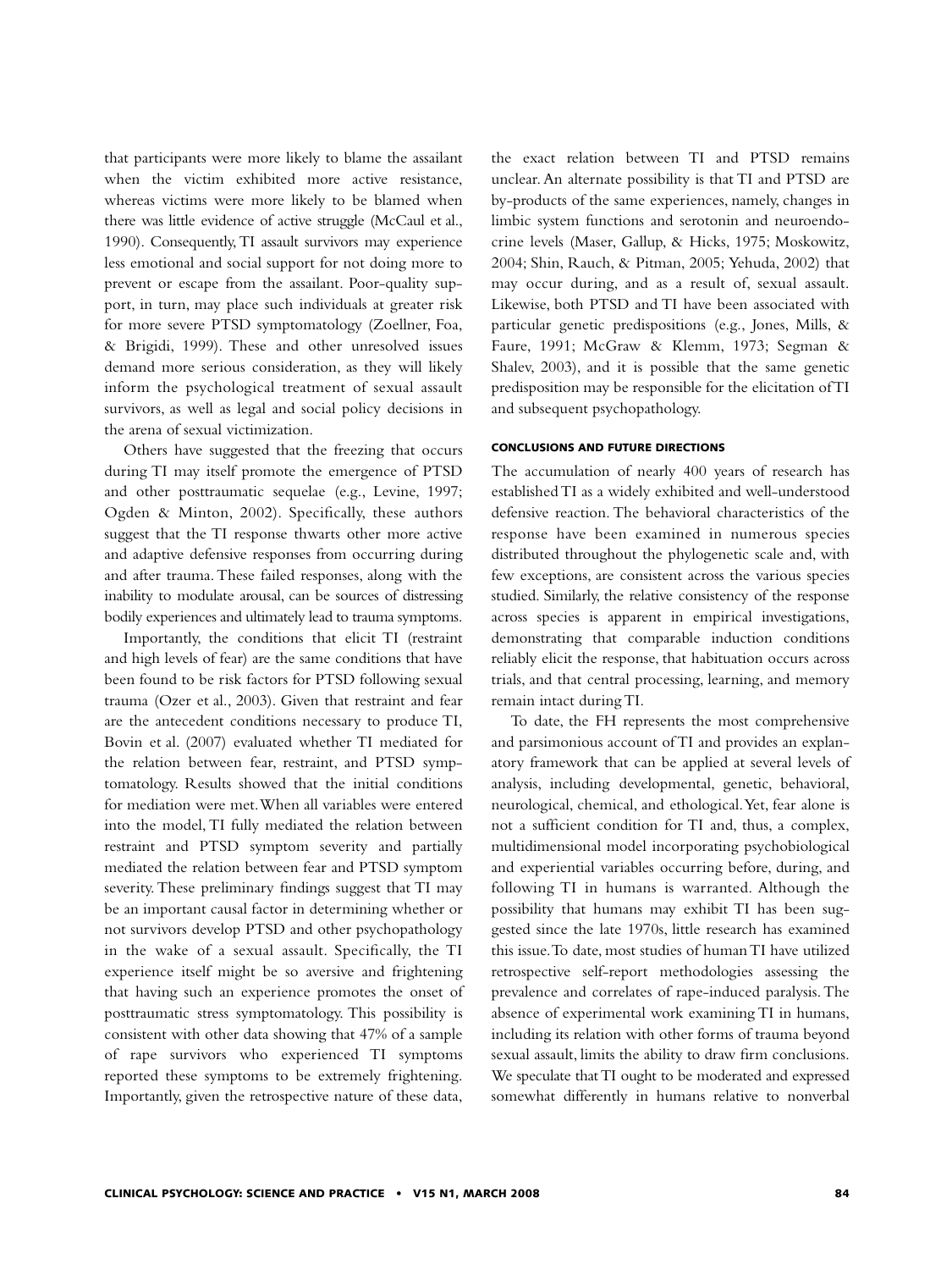that participants were more likely to blame the assailant when the victim exhibited more active resistance, whereas victims were more likely to be blamed when there was little evidence of active struggle (McCaul et al., 1990). Consequently, TI assault survivors may experience less emotional and social support for not doing more to prevent or escape from the assailant. Poor-quality support, in turn, may place such individuals at greater risk for more severe PTSD symptomatology (Zoellner, Foa, & Brigidi, 1999). These and other unresolved issues demand more serious consideration, as they will likely inform the psychological treatment of sexual assault survivors, as well as legal and social policy decisions in the arena of sexual victimization.

Others have suggested that the freezing that occurs during TI may itself promote the emergence of PTSD and other posttraumatic sequelae (e.g., Levine, 1997; Ogden & Minton, 2002). Specifically, these authors suggest that the TI response thwarts other more active and adaptive defensive responses from occurring during and after trauma. These failed responses, along with the inability to modulate arousal, can be sources of distressing bodily experiences and ultimately lead to trauma symptoms.

Importantly, the conditions that elicit TI (restraint and high levels of fear) are the same conditions that have been found to be risk factors for PTSD following sexual trauma (Ozer et al., 2003). Given that restraint and fear are the antecedent conditions necessary to produce TI, Bovin et al. (2007) evaluated whether TI mediated for the relation between fear, restraint, and PTSD symptomatology. Results showed that the initial conditions for mediation were met. When all variables were entered into the model, TI fully mediated the relation between restraint and PTSD symptom severity and partially mediated the relation between fear and PTSD symptom severity. These preliminary findings suggest that TI may be an important causal factor in determining whether or not survivors develop PTSD and other psychopathology in the wake of a sexual assault. Specifically, the TI experience itself might be so aversive and frightening that having such an experience promotes the onset of posttraumatic stress symptomatology. This possibility is consistent with other data showing that 47% of a sample of rape survivors who experienced TI symptoms reported these symptoms to be extremely frightening. Importantly, given the retrospective nature of these data, the exact relation between TI and PTSD remains unclear. An alternate possibility is that TI and PTSD are by-products of the same experiences, namely, changes in limbic system functions and serotonin and neuroendocrine levels (Maser, Gallup, & Hicks, 1975; Moskowitz, 2004; Shin, Rauch, & Pitman, 2005; Yehuda, 2002) that may occur during, and as a result of, sexual assault. Likewise, both PTSD and TI have been associated with particular genetic predispositions (e.g., Jones, Mills, & Faure, 1991; McGraw & Klemm, 1973; Segman & Shalev, 2003), and it is possible that the same genetic predisposition may be responsible for the elicitation of TI and subsequent psychopathology.

## CONCLUSIONS AND FUTURE DIRECTIONS

The accumulation of nearly 400 years of research has established TI as a widely exhibited and well-understood defensive reaction. The behavioral characteristics of the response have been examined in numerous species distributed throughout the phylogenetic scale and, with few exceptions, are consistent across the various species studied. Similarly, the relative consistency of the response across species is apparent in empirical investigations, demonstrating that comparable induction conditions reliably elicit the response, that habituation occurs across trials, and that central processing, learning, and memory remain intact during TI.

To date, the FH represents the most comprehensive and parsimonious account of TI and provides an explanatory framework that can be applied at several levels of analysis, including developmental, genetic, behavioral, neurological, chemical, and ethological. Yet, fear alone is not a sufficient condition for TI and, thus, a complex, multidimensional model incorporating psychobiological and experiential variables occurring before, during, and following TI in humans is warranted. Although the possibility that humans may exhibit TI has been suggested since the late 1970s, little research has examined this issue. To date, most studies of human TI have utilized retrospective self-report methodologies assessing the prevalence and correlates of rape-induced paralysis. The absence of experimental work examining TI in humans, including its relation with other forms of trauma beyond sexual assault, limits the ability to draw firm conclusions. We speculate that TI ought to be moderated and expressed somewhat differently in humans relative to nonverbal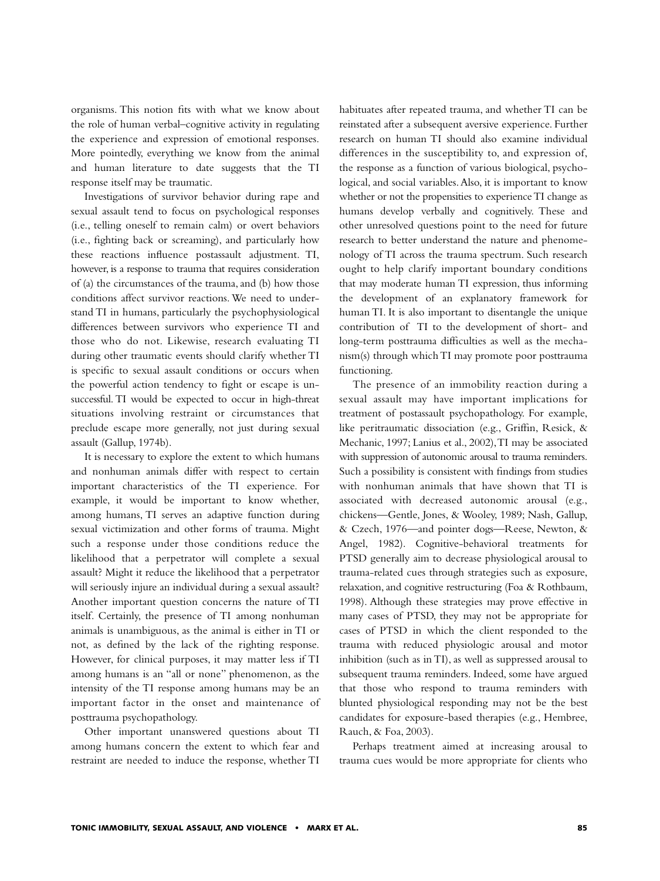organisms. This notion fits with what we know about the role of human verbal–cognitive activity in regulating the experience and expression of emotional responses. More pointedly, everything we know from the animal and human literature to date suggests that the TI response itself may be traumatic.

Investigations of survivor behavior during rape and sexual assault tend to focus on psychological responses (i.e., telling oneself to remain calm) or overt behaviors (i.e., fighting back or screaming), and particularly how these reactions influence postassault adjustment. TI, however, is a response to trauma that requires consideration of (a) the circumstances of the trauma, and (b) how those conditions affect survivor reactions. We need to understand TI in humans, particularly the psychophysiological differences between survivors who experience TI and those who do not. Likewise, research evaluating TI during other traumatic events should clarify whether TI is specific to sexual assault conditions or occurs when the powerful action tendency to fight or escape is unsuccessful. TI would be expected to occur in high-threat situations involving restraint or circumstances that preclude escape more generally, not just during sexual assault (Gallup, 1974b).

It is necessary to explore the extent to which humans and nonhuman animals differ with respect to certain important characteristics of the TI experience. For example, it would be important to know whether, among humans, TI serves an adaptive function during sexual victimization and other forms of trauma. Might such a response under those conditions reduce the likelihood that a perpetrator will complete a sexual assault? Might it reduce the likelihood that a perpetrator will seriously injure an individual during a sexual assault? Another important question concerns the nature of TI itself. Certainly, the presence of TI among nonhuman animals is unambiguous, as the animal is either in TI or not, as defined by the lack of the righting response. However, for clinical purposes, it may matter less if TI among humans is an "all or none" phenomenon, as the intensity of the TI response among humans may be an important factor in the onset and maintenance of posttrauma psychopathology.

Other important unanswered questions about TI among humans concern the extent to which fear and restraint are needed to induce the response, whether TI habituates after repeated trauma, and whether TI can be reinstated after a subsequent aversive experience. Further research on human TI should also examine individual differences in the susceptibility to, and expression of, the response as a function of various biological, psychological, and social variables. Also, it is important to know whether or not the propensities to experience TI change as humans develop verbally and cognitively. These and other unresolved questions point to the need for future research to better understand the nature and phenomenology of TI across the trauma spectrum. Such research ought to help clarify important boundary conditions that may moderate human TI expression, thus informing the development of an explanatory framework for human TI. It is also important to disentangle the unique contribution of TI to the development of short- and long-term posttrauma difficulties as well as the mechanism(s) through which TI may promote poor posttrauma functioning.

The presence of an immobility reaction during a sexual assault may have important implications for treatment of postassault psychopathology. For example, like peritraumatic dissociation (e.g., Griffin, Resick, & Mechanic, 1997; Lanius et al., 2002), TI may be associated with suppression of autonomic arousal to trauma reminders. Such a possibility is consistent with findings from studies with nonhuman animals that have shown that TI is associated with decreased autonomic arousal (e.g., chickens—Gentle, Jones, & Wooley, 1989; Nash, Gallup, & Czech, 1976—and pointer dogs—Reese, Newton, & Angel, 1982). Cognitive-behavioral treatments for PTSD generally aim to decrease physiological arousal to trauma-related cues through strategies such as exposure, relaxation, and cognitive restructuring (Foa & Rothbaum, 1998). Although these strategies may prove effective in many cases of PTSD, they may not be appropriate for cases of PTSD in which the client responded to the trauma with reduced physiologic arousal and motor inhibition (such as in TI), as well as suppressed arousal to subsequent trauma reminders. Indeed, some have argued that those who respond to trauma reminders with blunted physiological responding may not be the best candidates for exposure-based therapies (e.g., Hembree, Rauch, & Foa, 2003).

Perhaps treatment aimed at increasing arousal to trauma cues would be more appropriate for clients who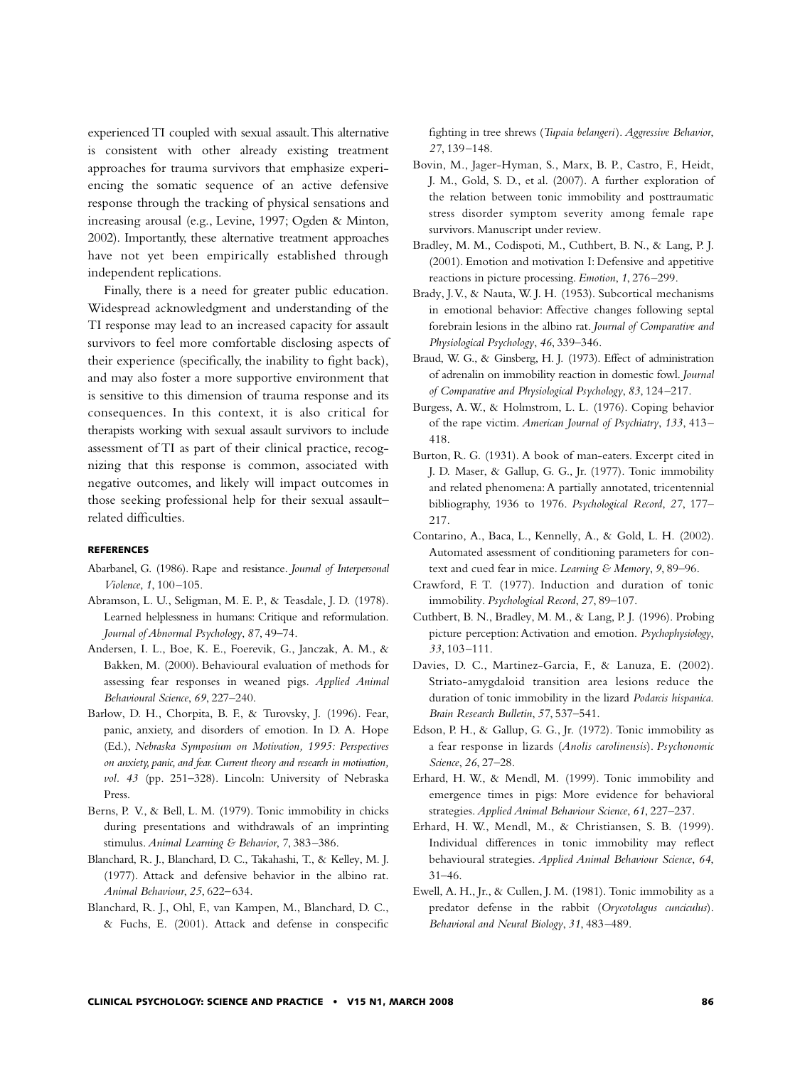experienced TI coupled with sexual assault. This alternative is consistent with other already existing treatment approaches for trauma survivors that emphasize experiencing the somatic sequence of an active defensive response through the tracking of physical sensations and increasing arousal (e.g., Levine, 1997; Ogden & Minton, 2002). Importantly, these alternative treatment approaches have not yet been empirically established through independent replications.

Finally, there is a need for greater public education. Widespread acknowledgment and understanding of the TI response may lead to an increased capacity for assault survivors to feel more comfortable disclosing aspects of their experience (specifically, the inability to fight back), and may also foster a more supportive environment that is sensitive to this dimension of trauma response and its consequences. In this context, it is also critical for therapists working with sexual assault survivors to include assessment of TI as part of their clinical practice, recognizing that this response is common, associated with negative outcomes, and likely will impact outcomes in those seeking professional help for their sexual assault–related difficulties.

## REFERENCES

Abarbanel, G. (1986). Rape and resistance. *Journal of Interpersonal Violence*, *1*, 100–105.

Abramson, L. U., Seligman, M. E. P., & Teasdale, J. D. (1978). Learned helplessness in humans: Critique and reformulation. *Journal of Abnormal Psychology*, *87*, 49–74.

Andersen, I. L., Boe, K. E., Foerevik, G., Janczak, A. M., & Bakken, M. (2000). Behavioural evaluation of methods for assessing fear responses in weaned pigs. *Applied Animal Behavioural Science*, *69*, 227–240.

Barlow, D. H., Chorpita, B. F., & Turovsky, J. (1996). Fear, panic, anxiety, and disorders of emotion. In D. A. Hope (Ed.), *Nebraska Symposium on Motivation, 1995: Perspectives on anxiety, panic, and fear. Current theory and research in motivation, vol. 43* (pp. 251–328). Lincoln: University of Nebraska Press.

Berns, P. V., & Bell, L. M. (1979). Tonic immobility in chicks during presentations and withdrawals of an imprinting stimulus. *Animal Learning & Behavior*, 7, 383–386.

Blanchard, R. J., Blanchard, D. C., Takahashi, T., & Kelley, M. J. (1977). Attack and defensive behavior in the albino rat. *Animal Behaviour*, *25*, 622–634.

Blanchard, R. J., Ohl, F., van Kampen, M., Blanchard, D. C., & Fuchs, E. (2001). Attack and defense in conspecific fighting in tree shrews (*Tupaia belangeri*). *Aggressive Behavior*, *27*, 139–148.

Bovin, M., Jager-Hyman, S., Marx, B. P., Castro, F., Heidt, J. M., Gold, S. D., et al. (2007). A further exploration of the relation between tonic immobility and posttraumatic stress disorder symptom severity among female rape survivors. Manuscript under review.

Bradley, M. M., Codispoti, M., Cuthbert, B. N., & Lang, P. J. (2001). Emotion and motivation I: Defensive and appetitive reactions in picture processing. *Emotion*, *1*, 276–299.

Brady, J. V., & Nauta, W. J. H. (1953). Subcortical mechanisms in emotional behavior: Affective changes following septal forebrain lesions in the albino rat. *Journal of Comparative and Physiological Psychology*, *46*, 339–346.

Braud, W. G., & Ginsberg, H. J. (1973). Effect of administration of adrenalin on immobility reaction in domestic fowl. *Journal of Comparative and Physiological Psychology*, *83*, 124–217.

Burgess, A. W., & Holmstrom, L. L. (1976). Coping behavior of the rape victim. *American Journal of Psychiatry*, *133*, 413–418.

Burton, R. G. (1931). A book of man-eaters. Excerpt cited in J. D. Maser, & Gallup, G. G., Jr. (1977). Tonic immobility and related phenomena: A partially annotated, tricentennial bibliography, 1936 to 1976. *Psychological Record*, *27*, 177–217.

Contarino, A., Baca, L., Kennelly, A., & Gold, L. H. (2002). Automated assessment of conditioning parameters for context and cued fear in mice. *Learning & Memory*, *9*, 89–96.

Crawford, F. T. (1977). Induction and duration of tonic immobility. *Psychological Record*, *27*, 89–107.

Cuthbert, B. N., Bradley, M. M., & Lang, P. J. (1996). Probing picture perception: Activation and emotion. *Psychophysiology*, *33*, 103–111.

Davies, D. C., Martinez-Garcia, F., & Lanuza, E. (2002). Striato-amygdaloid transition area lesions reduce the duration of tonic immobility in the lizard *Podarcis hispanica*. *Brain Research Bulletin*, *57*, 537–541.

Edson, P. H., & Gallup, G. G., Jr. (1972). Tonic immobility as a fear response in lizards (*Anolis carolinensis*). *Psychonomic Science*, *26*, 27–28.

Erhard, H. W., & Mendl, M. (1999). Tonic immobility and emergence times in pigs: More evidence for behavioral strategies. *Applied Animal Behaviour Science*, *61*, 227–237.

Erhard, H. W., Mendl, M., & Christiansen, S. B. (1999). Individual differences in tonic immobility may reflect behavioural strategies. *Applied Animal Behaviour Science*, *64*, 31–46.

Ewell, A. H., Jr., & Cullen, J. M. (1981). Tonic immobility as a predator defense in the rabbit (*Orycotolagus cunciculus*). *Behavioral and Neural Biology*, *31*, 483–489.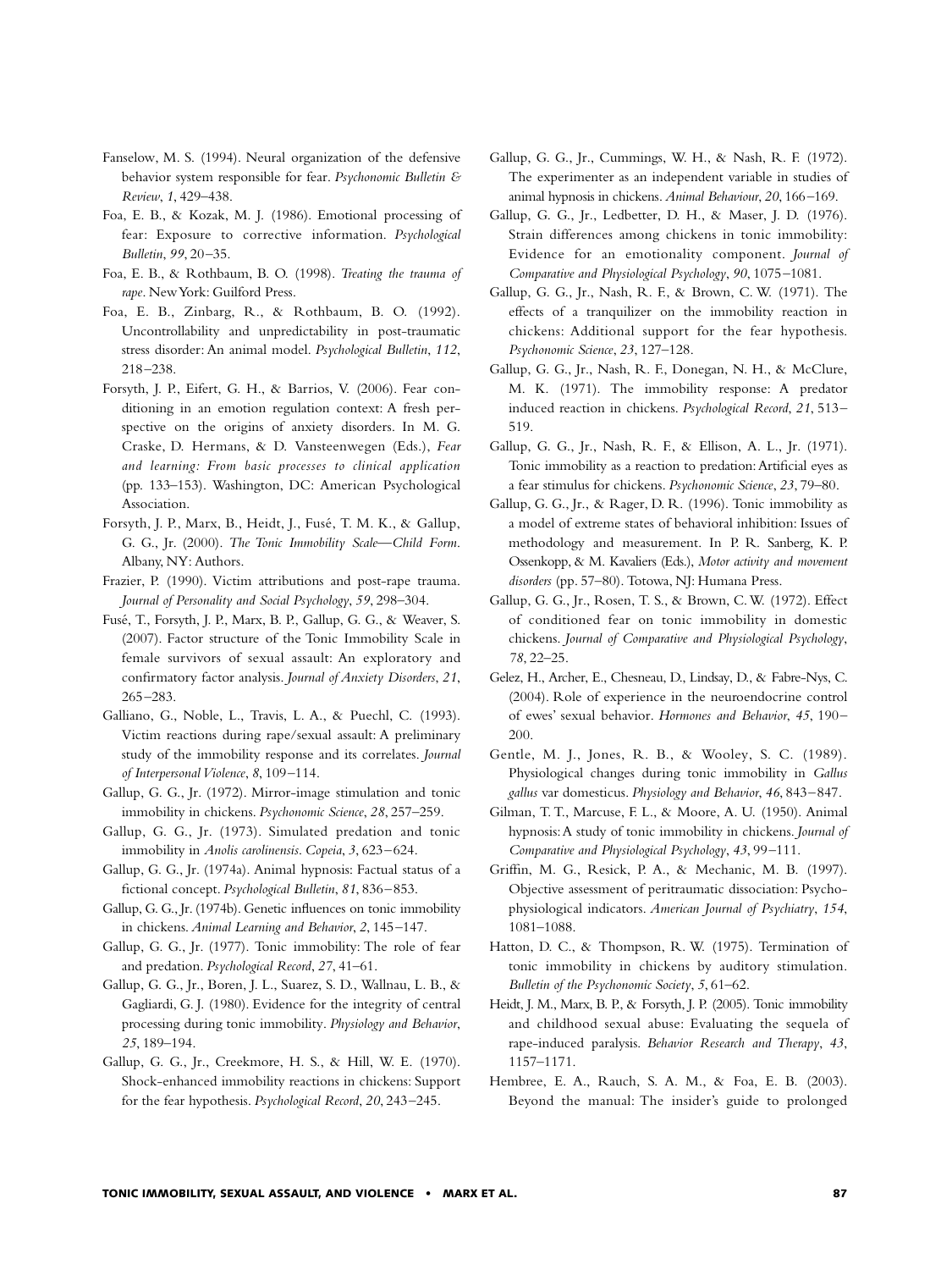Fanselow, M. S. (1994). Neural organization of the defensive behavior system responsible for fear. *Psychonomic Bulletin & Review*, *1*, 429–438.

Foa, E. B., & Kozak, M. J. (1986). Emotional processing of fear: Exposure to corrective information. *Psychological Bulletin*, *99*, 20–35.

Foa, E. B., & Rothbaum, B. O. (1998). *Treating the trauma of rape*. New York: Guilford Press.

Foa, E. B., Zinbarg, R., & Rothbaum, B. O. (1992). Uncontrollability and unpredictability in post-traumatic stress disorder: An animal model. *Psychological Bulletin*, *112*, 218–238.

Forsyth, J. P., Eifert, G. H., & Barrios, V. (2006). Fear conditioning in an emotion regulation context: A fresh perspective on the origins of anxiety disorders. In M. G. Craske, D. Hermans, & D. Vansteenwegen (Eds.), *Fear and learning: From basic processes to clinical application* (pp. 133–153). Washington, DC: American Psychological Association.

Forsyth, J. P., Marx, B., Heidt, J., Fusé, T. M. K., & Gallup, G. G., Jr. (2000). *The Tonic Immobility Scale—Child Form*. Albany, NY: Authors.

Frazier, P. (1990). Victim attributions and post-rape trauma. *Journal of Personality and Social Psychology*, *59*, 298–304.

Fusé, T., Forsyth, J. P., Marx, B. P., Gallup, G. G., & Weaver, S. (2007). Factor structure of the Tonic Immobility Scale in female survivors of sexual assault: An exploratory and confirmatory factor analysis. *Journal of Anxiety Disorders*, *21*, 265–283.

Galliano, G., Noble, L., Travis, L. A., & Puechl, C. (1993). Victim reactions during rape/sexual assault: A preliminary study of the immobility response and its correlates. *Journal of Interpersonal Violence*, *8*, 109–114.

Gallup, G. G., Jr. (1972). Mirror-image stimulation and tonic immobility in chickens. *Psychonomic Science*, *28*, 257–259.

Gallup, G. G., Jr. (1973). Simulated predation and tonic immobility in *Anolis carolinensis*. *Copeia*, *3*, 623–624.

Gallup, G. G., Jr. (1974a). Animal hypnosis: Factual status of a fictional concept. *Psychological Bulletin*, *81*, 836–853.

Gallup, G. G., Jr. (1974b). Genetic influences on tonic immobility in chickens. *Animal Learning and Behavior*, *2*, 145–147.

Gallup, G. G., Jr. (1977). Tonic immobility: The role of fear and predation. *Psychological Record*, *27*, 41–61.

Gallup, G. G., Jr., Boren, J. L., Suarez, S. D., Wallnau, L. B., & Gagliardi, G. J. (1980). Evidence for the integrity of central processing during tonic immobility. *Physiology and Behavior*, *25*, 189–194.

Gallup, G. G., Jr., Creekmore, H. S., & Hill, W. E. (1970). Shock-enhanced immobility reactions in chickens: Support for the fear hypothesis. *Psychological Record*, *20*, 243–245.

Gallup, G. G., Jr., Cummings, W. H., & Nash, R. F. (1972). The experimenter as an independent variable in studies of animal hypnosis in chickens. *Animal Behaviour*, *20*, 166–169.

Gallup, G. G., Jr., Ledbetter, D. H., & Maser, J. D. (1976). Strain differences among chickens in tonic immobility: Evidence for an emotionality component. *Journal of Comparative and Physiological Psychology*, *90*, 1075–1081.

Gallup, G. G., Jr., Nash, R. F., & Brown, C. W. (1971). The effects of a tranquilizer on the immobility reaction in chickens: Additional support for the fear hypothesis. *Psychonomic Science*, *23*, 127–128.

Gallup, G. G., Jr., Nash, R. F., Donegan, N. H., & McClure, M. K. (1971). The immobility response: A predator induced reaction in chickens. *Psychological Record*, *21*, 513–519.

Gallup, G. G., Jr., Nash, R. F., & Ellison, A. L., Jr. (1971). Tonic immobility as a reaction to predation: Artificial eyes as a fear stimulus for chickens. *Psychonomic Science*, *23*, 79–80.

Gallup, G. G., Jr., & Rager, D. R. (1996). Tonic immobility as a model of extreme states of behavioral inhibition: Issues of methodology and measurement. In P. R. Sanberg, K. P. Ossenkopp, & M. Kavaliers (Eds.), *Motor activity and movement disorders* (pp. 57–80). Totowa, NJ: Humana Press.

Gallup, G. G., Jr., Rosen, T. S., & Brown, C. W. (1972). Effect of conditioned fear on tonic immobility in domestic chickens. *Journal of Comparative and Physiological Psychology*, *78*, 22–25.

Gelez, H., Archer, E., Chesneau, D., Lindsay, D., & Fabre-Nys, C. (2004). Role of experience in the neuroendocrine control of ewes' sexual behavior. *Hormones and Behavior*, *45*, 190–200.

Gentle, M. J., Jones, R. B., & Wooley, S. C. (1989). Physiological changes during tonic immobility in *Gallus gallus* var domesticus. *Physiology and Behavior*, *46*, 843–847.

Gilman, T. T., Marcuse, F. L., & Moore, A. U. (1950). Animal hypnosis: A study of tonic immobility in chickens. *Journal of Comparative and Physiological Psychology*, *43*, 99–111.

Griffin, M. G., Resick, P. A., & Mechanic, M. B. (1997). Objective assessment of peritraumatic dissociation: Psychophysiological indicators. *American Journal of Psychiatry*, *154*, 1081–1088.

Hatton, D. C., & Thompson, R. W. (1975). Termination of tonic immobility in chickens by auditory stimulation. *Bulletin of the Psychonomic Society*, *5*, 61–62.

Heidt, J. M., Marx, B. P., & Forsyth, J. P. (2005). Tonic immobility and childhood sexual abuse: Evaluating the sequela of rape-induced paralysis. *Behavior Research and Therapy*, *43*, 1157–1171.

Hembree, E. A., Rauch, S. A. M., & Foa, E. B. (2003). Beyond the manual: The insider's guide to prolonged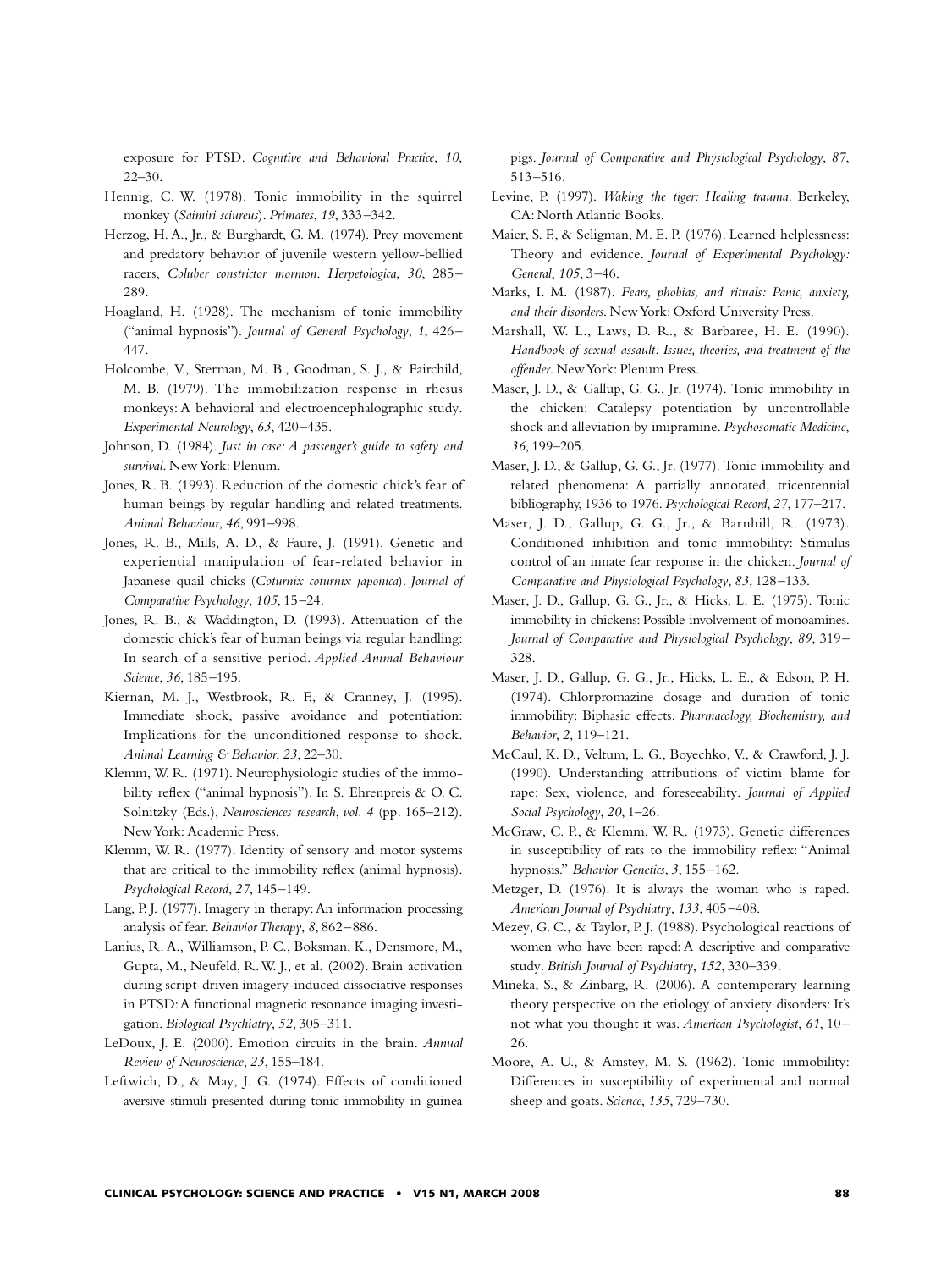exposure for PTSD. *Cognitive and Behavioral Practice*, *10*, 22–30.

Hennig, C. W. (1978). Tonic immobility in the squirrel monkey (*Saimiri sciureus*). *Primates*, *19*, 333–342.

Herzog, H. A., Jr., & Burghardt, G. M. (1974). Prey movement and predatory behavior of juvenile western yellow-bellied racers, *Coluber constrictor mormon*. *Herpetologica*, *30*, 285–289.

Hoagland, H. (1928). The mechanism of tonic immobility ("animal hypnosis"). *Journal of General Psychology*, *1*, 426–447.

Holcombe, V., Sterman, M. B., Goodman, S. J., & Fairchild, M. B. (1979). The immobilization response in rhesus monkeys: A behavioral and electroencephalographic study. *Experimental Neurology*, *63*, 420–435.

Johnson, D. (1984). *Just in case: A passenger's guide to safety and survival*. New York: Plenum.

Jones, R. B. (1993). Reduction of the domestic chick's fear of human beings by regular handling and related treatments. *Animal Behaviour*, *46*, 991–998.

Jones, R. B., Mills, A. D., & Faure, J. (1991). Genetic and experiential manipulation of fear-related behavior in Japanese quail chicks (*Coturnix coturnix japonica*). *Journal of Comparative Psychology*, *105*, 15–24.

Jones, R. B., & Waddington, D. (1993). Attenuation of the domestic chick's fear of human beings via regular handling: In search of a sensitive period. *Applied Animal Behaviour Science*, *36*, 185–195.

Kiernan, M. J., Westbrook, R. F., & Cranney, J. (1995). Immediate shock, passive avoidance and potentiation: Implications for the unconditioned response to shock. *Animal Learning & Behavior*, *23*, 22–30.

Klemm, W. R. (1971). Neurophysiologic studies of the immobility reflex ("animal hypnosis"). In S. Ehrenpreis & O. C. Solnitzky (Eds.), *Neurosciences research*, *vol. 4* (pp. 165–212). New York: Academic Press.

Klemm, W. R. (1977). Identity of sensory and motor systems that are critical to the immobility reflex (animal hypnosis). *Psychological Record*, *27*, 145–149.

Lang, P. J. (1977). Imagery in therapy: An information processing analysis of fear. *Behavior Therapy*, *8*, 862–886.

Lanius, R. A., Williamson, P. C., Boksman, K., Densmore, M., Gupta, M., Neufeld, R. W. J., et al. (2002). Brain activation during script-driven imagery-induced dissociative responses in PTSD: A functional magnetic resonance imaging investigation. *Biological Psychiatry*, *52*, 305–311.

LeDoux, J. E. (2000). Emotion circuits in the brain. *Annual Review of Neuroscience*, *23*, 155–184.

Leftwich, D., & May, J. G. (1974). Effects of conditioned aversive stimuli presented during tonic immobility in guinea pigs. *Journal of Comparative and Physiological Psychology*, *87*, 513–516.

Levine, P. (1997). *Waking the tiger: Healing trauma*. Berkeley, CA: North Atlantic Books.

Maier, S. F., & Seligman, M. E. P. (1976). Learned helplessness: Theory and evidence. *Journal of Experimental Psychology: General*, *105*, 3–46.

Marks, I. M. (1987). *Fears, phobias, and rituals: Panic, anxiety, and their disorders*. New York: Oxford University Press.

Marshall, W. L., Laws, D. R., & Barbaree, H. E. (1990). *Handbook of sexual assault: Issues, theories, and treatment of the offender*. New York: Plenum Press.

Maser, J. D., & Gallup, G. G., Jr. (1974). Tonic immobility in the chicken: Catalepsy potentiation by uncontrollable shock and alleviation by imipramine. *Psychosomatic Medicine*, *36*, 199–205.

Maser, J. D., & Gallup, G. G., Jr. (1977). Tonic immobility and related phenomena: A partially annotated, tricentennial bibliography, 1936 to 1976. *Psychological Record*, *27*, 177–217.

Maser, J. D., Gallup, G. G., Jr., & Barnhill, R. (1973). Conditioned inhibition and tonic immobility: Stimulus control of an innate fear response in the chicken. *Journal of Comparative and Physiological Psychology*, *83*, 128–133.

Maser, J. D., Gallup, G. G., Jr., & Hicks, L. E. (1975). Tonic immobility in chickens: Possible involvement of monoamines. *Journal of Comparative and Physiological Psychology*, *89*, 319–328.

Maser, J. D., Gallup, G. G., Jr., Hicks, L. E., & Edson, P. H. (1974). Chlorpromazine dosage and duration of tonic immobility: Biphasic effects. *Pharmacology, Biochemistry, and Behavior*, *2*, 119–121.

McCaul, K. D., Veltum, L. G., Boyechko, V., & Crawford, J. J. (1990). Understanding attributions of victim blame for rape: Sex, violence, and foreseeability. *Journal of Applied Social Psychology*, *20*, 1–26.

McGraw, C. P., & Klemm, W. R. (1973). Genetic differences in susceptibility of rats to the immobility reflex: "Animal hypnosis." *Behavior Genetics*, *3*, 155–162.

Metzger, D. (1976). It is always the woman who is raped. *American Journal of Psychiatry*, *133*, 405–408.

Mezey, G. C., & Taylor, P. J. (1988). Psychological reactions of women who have been raped: A descriptive and comparative study. *British Journal of Psychiatry*, *152*, 330–339.

Mineka, S., & Zinbarg, R. (2006). A contemporary learning theory perspective on the etiology of anxiety disorders: It's not what you thought it was. *American Psychologist*, *61*, 10–26.

Moore, A. U., & Amstey, M. S. (1962). Tonic immobility: Differences in susceptibility of experimental and normal sheep and goats. *Science*, *135*, 729–730.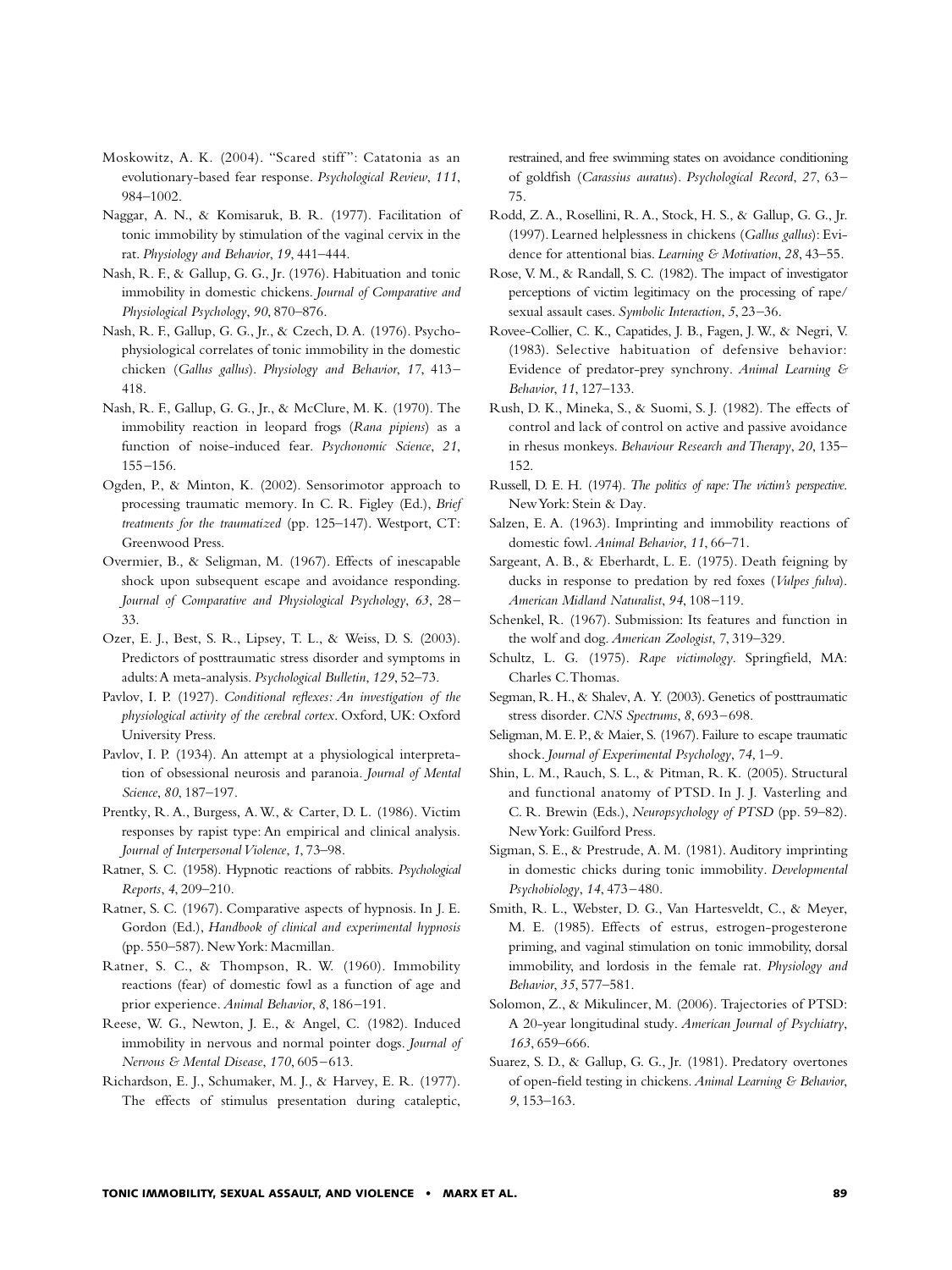Moskowitz, A. K. (2004). "Scared stiff": Catatonia as an evolutionary-based fear response. *Psychological Review*, *111*, 984–1002.

Naggar, A. N., & Komisaruk, B. R. (1977). Facilitation of tonic immobility by stimulation of the vaginal cervix in the rat. *Physiology and Behavior*, *19*, 441–444.

Nash, R. F., & Gallup, G. G., Jr. (1976). Habituation and tonic immobility in domestic chickens. *Journal of Comparative and Physiological Psychology*, *90*, 870–876.

Nash, R. F., Gallup, G. G., Jr., & Czech, D. A. (1976). Psychophysiological correlates of tonic immobility in the domestic chicken (*Gallus gallus*). *Physiology and Behavior*, *17*, 413–418.

Nash, R. F., Gallup, G. G., Jr., & McClure, M. K. (1970). The immobility reaction in leopard frogs (*Rana pipiens*) as a function of noise-induced fear. *Psychonomic Science*, *21*, 155–156.

Ogden, P., & Minton, K. (2002). Sensorimotor approach to processing traumatic memory. In C. R. Figley (Ed.), *Brief treatments for the traumatized* (pp. 125–147). Westport, CT: Greenwood Press.

Overmier, B., & Seligman, M. (1967). Effects of inescapable shock upon subsequent escape and avoidance responding. *Journal of Comparative and Physiological Psychology*, *63*, 28–33.

Ozer, E. J., Best, S. R., Lipsey, T. L., & Weiss, D. S. (2003). Predictors of posttraumatic stress disorder and symptoms in adults: A meta-analysis. *Psychological Bulletin*, *129*, 52–73.

Pavlov, I. P. (1927). *Conditional reflexes: An investigation of the physiological activity of the cerebral cortex*. Oxford, UK: Oxford University Press.

Pavlov, I. P. (1934). An attempt at a physiological interpretation of obsessional neurosis and paranoia. *Journal of Mental Science*, *80*, 187–197.

Prentky, R. A., Burgess, A. W., & Carter, D. L. (1986). Victim responses by rapist type: An empirical and clinical analysis. *Journal of Interpersonal Violence*, *1*, 73–98.

Ratner, S. C. (1958). Hypnotic reactions of rabbits. *Psychological Reports*, *4*, 209–210.

Ratner, S. C. (1967). Comparative aspects of hypnosis. In J. E. Gordon (Ed.), *Handbook of clinical and experimental hypnosis* (pp. 550–587). New York: Macmillan.

Ratner, S. C., & Thompson, R. W. (1960). Immobility reactions (fear) of domestic fowl as a function of age and prior experience. *Animal Behavior*, *8*, 186–191.

Reese, W. G., Newton, J. E., & Angel, C. (1982). Induced immobility in nervous and normal pointer dogs. *Journal of Nervous & Mental Disease*, *170*, 605–613.

Richardson, E. J., Schumaker, M. J., & Harvey, E. R. (1977). The effects of stimulus presentation during cataleptic, restrained, and free swimming states on avoidance conditioning of goldfish (*Carassius auratus*). *Psychological Record*, *27*, 63–75.

Rodd, Z. A., Rosellini, R. A., Stock, H. S., & Gallup, G. G., Jr. (1997). Learned helplessness in chickens (*Gallus gallus*): Evidence for attentional bias. *Learning & Motivation*, *28*, 43–55.

Rose, V. M., & Randall, S. C. (1982). The impact of investigator perceptions of victim legitimacy on the processing of rape/sexual assault cases. *Symbolic Interaction*, *5*, 23–36.

Rovee-Collier, C. K., Capatides, J. B., Fagen, J. W., & Negri, V. (1983). Selective habituation of defensive behavior: Evidence of predator-prey synchrony. *Animal Learning & Behavior*, *11*, 127–133.

Rush, D. K., Mineka, S., & Suomi, S. J. (1982). The effects of control and lack of control on active and passive avoidance in rhesus monkeys. *Behaviour Research and Therapy*, *20*, 135–152.

Russell, D. E. H. (1974). *The politics of rape: The victim's perspective*. New York: Stein & Day.

Salzen, E. A. (1963). Imprinting and immobility reactions of domestic fowl. *Animal Behavior*, *11*, 66–71.

Sargeant, A. B., & Eberhardt, L. E. (1975). Death feigning by ducks in response to predation by red foxes (*Vulpes fulva*). *American Midland Naturalist*, *94*, 108–119.

Schenkel, R. (1967). Submission: Its features and function in the wolf and dog. *American Zoologist*, *7*, 319–329.

Schultz, L. G. (1975). *Rape victimology*. Springfield, MA: Charles C. Thomas.

Segman, R. H., & Shalev, A. Y. (2003). Genetics of posttraumatic stress disorder. *CNS Spectrums*, *8*, 693–698.

Seligman, M. E. P., & Maier, S. (1967). Failure to escape traumatic shock. *Journal of Experimental Psychology*, *74*, 1–9.

Shin, L. M., Rauch, S. L., & Pitman, R. K. (2005). Structural and functional anatomy of PTSD. In J. J. Vasterling and C. R. Brewin (Eds.), *Neuropsychology of PTSD* (pp. 59–82). New York: Guilford Press.

Sigman, S. E., & Prestrude, A. M. (1981). Auditory imprinting in domestic chicks during tonic immobility. *Developmental Psychobiology*, *14*, 473–480.

Smith, R. L., Webster, D. G., Van Hartesveldt, C., & Meyer, M. E. (1985). Effects of estrus, estrogen-progesterone priming, and vaginal stimulation on tonic immobility, dorsal immobility, and lordosis in the female rat. *Physiology and Behavior*, *35*, 577–581.

Solomon, Z., & Mikulincer, M. (2006). Trajectories of PTSD: A 20-year longitudinal study. *American Journal of Psychiatry*, *163*, 659–666.

Suarez, S. D., & Gallup, G. G., Jr. (1981). Predatory overtones of open-field testing in chickens. *Animal Learning & Behavior*, *9*, 153–163.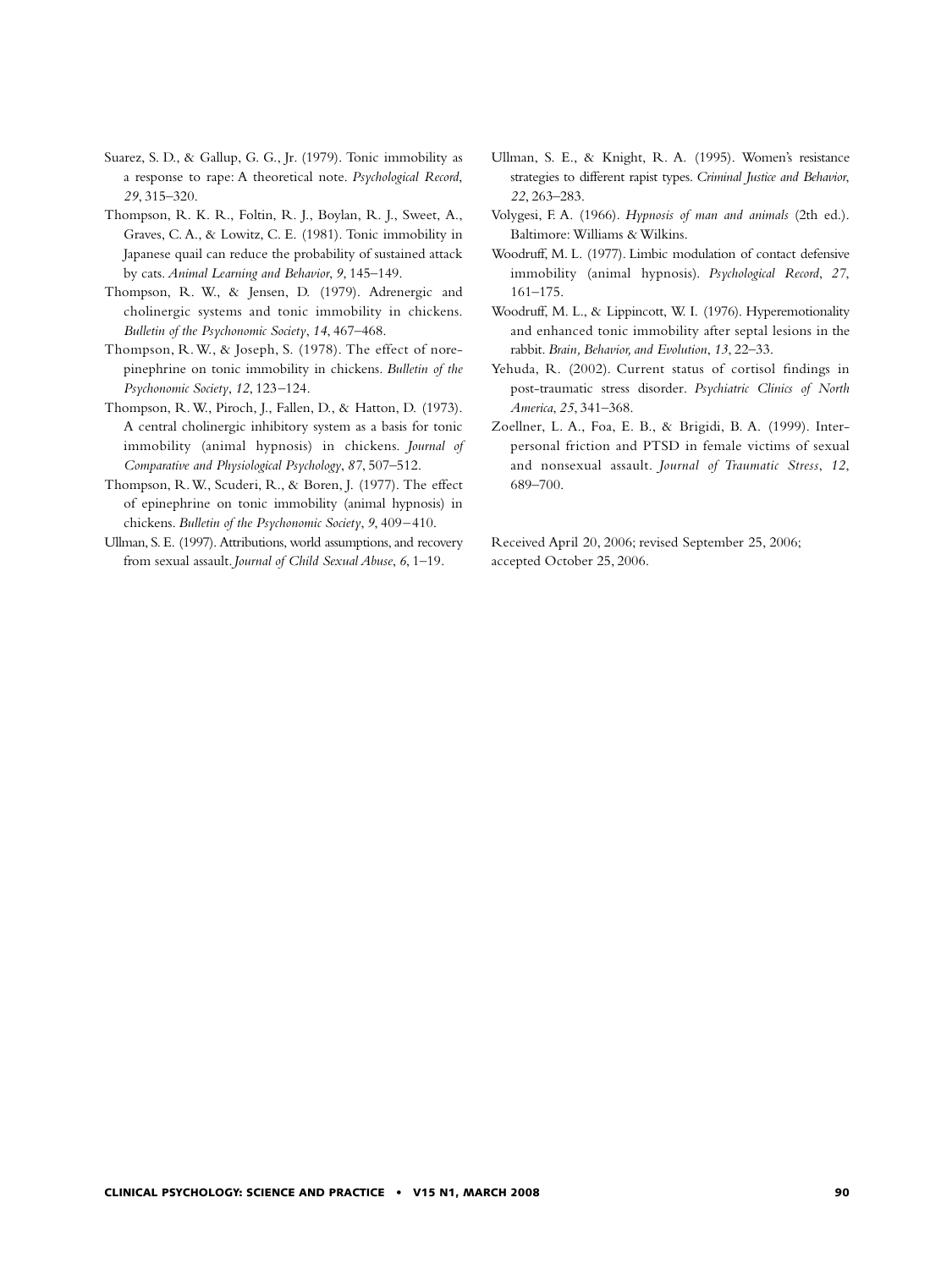Suarez, S. D., & Gallup, G. G., Jr. (1979). Tonic immobility as a response to rape: A theoretical note. *Psychological Record*, *29*, 315–320.

Thompson, R. K. R., Foltin, R. J., Boylan, R. J., Sweet, A., Graves, C. A., & Lowitz, C. E. (1981). Tonic immobility in Japanese quail can reduce the probability of sustained attack by cats. *Animal Learning and Behavior*, *9*, 145–149.

Thompson, R. W., & Jensen, D. (1979). Adrenergic and cholinergic systems and tonic immobility in chickens. *Bulletin of the Psychonomic Society*, *14*, 467–468.

Thompson, R. W., & Joseph, S. (1978). The effect of norepinephrine on tonic immobility in chickens. *Bulletin of the Psychonomic Society*, *12*, 123–124.

Thompson, R. W., Piroch, J., Fallen, D., & Hatton, D. (1973). A central cholinergic inhibitory system as a basis for tonic immobility (animal hypnosis) in chickens. *Journal of Comparative and Physiological Psychology*, *87*, 507–512.

Thompson, R. W., Scuderi, R., & Boren, J. (1977). The effect of epinephrine on tonic immobility (animal hypnosis) in chickens. *Bulletin of the Psychonomic Society*, *9*, 409–410.

Ullman, S. E. (1997). Attributions, world assumptions, and recovery from sexual assault. *Journal of Child Sexual Abuse*, *6*, 1–19.

Ullman, S. E., & Knight, R. A. (1995). Women's resistance strategies to different rapist types. *Criminal Justice and Behavior*, *22*, 263–283.

Volygesi, F. A. (1966). *Hypnosis of man and animals* (2th ed.). Baltimore: Williams & Wilkins.

Woodruff, M. L. (1977). Limbic modulation of contact defensive immobility (animal hypnosis). *Psychological Record*, *27*, 161–175.

Woodruff, M. L., & Lippincott, W. I. (1976). Hyperemotionality and enhanced tonic immobility after septal lesions in the rabbit. *Brain, Behavior, and Evolution*, *13*, 22–33.

Yehuda, R. (2002). Current status of cortisol findings in post-traumatic stress disorder. *Psychiatric Clinics of North America*, *25*, 341–368.

Zoellner, L. A., Foa, E. B., & Brigidi, B. A. (1999). Interpersonal friction and PTSD in female victims of sexual and nonsexual assault. *Journal of Traumatic Stress*, *12*, 689–700.

Received April 20, 2006; revised September 25, 2006; accepted October 25, 2006.